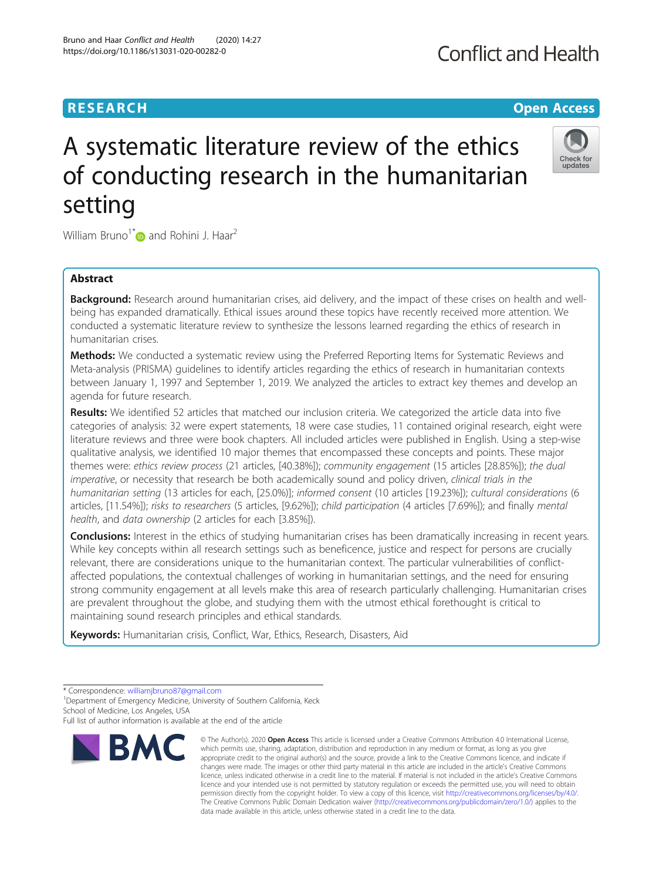RESEARCH

Open Access

# A systematic literature review of the ethics of conducting research in the humanitarian setting

William Bruno[1*] and Rohini J. Haar[2]

## Abstract

**Background:** Research around humanitarian crises, aid delivery, and the impact of these crises on health and well-being has expanded dramatically. Ethical issues around these topics have recently received more attention. We conducted a systematic literature review to synthesize the lessons learned regarding the ethics of research in humanitarian crises.

**Methods:** We conducted a systematic review using the Preferred Reporting Items for Systematic Reviews and Meta-analysis (PRISMA) guidelines to identify articles regarding the ethics of research in humanitarian contexts between January 1, 1997 and September 1, 2019. We analyzed the articles to extract key themes and develop an agenda for future research.

**Results:** We identified 52 articles that matched our inclusion criteria. We categorized the article data into five categories of analysis: 32 were expert statements, 18 were case studies, 11 contained original research, eight were literature reviews and three were book chapters. All included articles were published in English. Using a step-wise qualitative analysis, we identified 10 major themes that encompassed these concepts and points. These major themes were: *ethics review process* (21 articles, [40.38%]); *community engagement* (15 articles [28.85%]); *the dual imperative*, or necessity that research be both academically sound and policy driven, *clinical trials in the humanitarian setting* (13 articles for each, [25.0%)]; *informed consent* (10 articles [19.23%]); *cultural considerations* (6 articles, [11.54%]); *risks to researchers* (5 articles, [9.62%]); *child participation* (4 articles [7.69%]); and finally *mental health*, and *data ownership* (2 articles for each [3.85%]).

**Conclusions:** Interest in the ethics of studying humanitarian crises has been dramatically increasing in recent years. While key concepts within all research settings such as beneficence, justice and respect for persons are crucially relevant, there are considerations unique to the humanitarian context. The particular vulnerabilities of conflict-affected populations, the contextual challenges of working in humanitarian settings, and the need for ensuring strong community engagement at all levels make this area of research particularly challenging. Humanitarian crises are prevalent throughout the globe, and studying them with the utmost ethical forethought is critical to maintaining sound research principles and ethical standards.

**Keywords:** Humanitarian crisis, Conflict, War, Ethics, Research, Disasters, Aid

---

* Correspondence: williamjbruno87@gmail.com
[1]Department of Emergency Medicine, University of Southern California, Keck School of Medicine, Los Angeles, USA
Full list of author information is available at the end of the article

© The Author(s). 2020 **Open Access** This article is licensed under a Creative Commons Attribution 4.0 International License, which permits use, sharing, adaptation, distribution and reproduction in any medium or format, as long as you give appropriate credit to the original author(s) and the source, provide a link to the Creative Commons licence, and indicate if changes were made. The images or other third party material in this article are included in the article's Creative Commons licence, unless indicated otherwise in a credit line to the material. If material is not included in the article's Creative Commons licence and your intended use is not permitted by statutory regulation or exceeds the permitted use, you will need to obtain permission directly from the copyright holder. To view a copy of this licence, visit http://creativecommons.org/licenses/by/4.0/. The Creative Commons Public Domain Dedication waiver (http://creativecommons.org/publicdomain/zero/1.0/) applies to the data made available in this article, unless otherwise stated in a credit line to the data.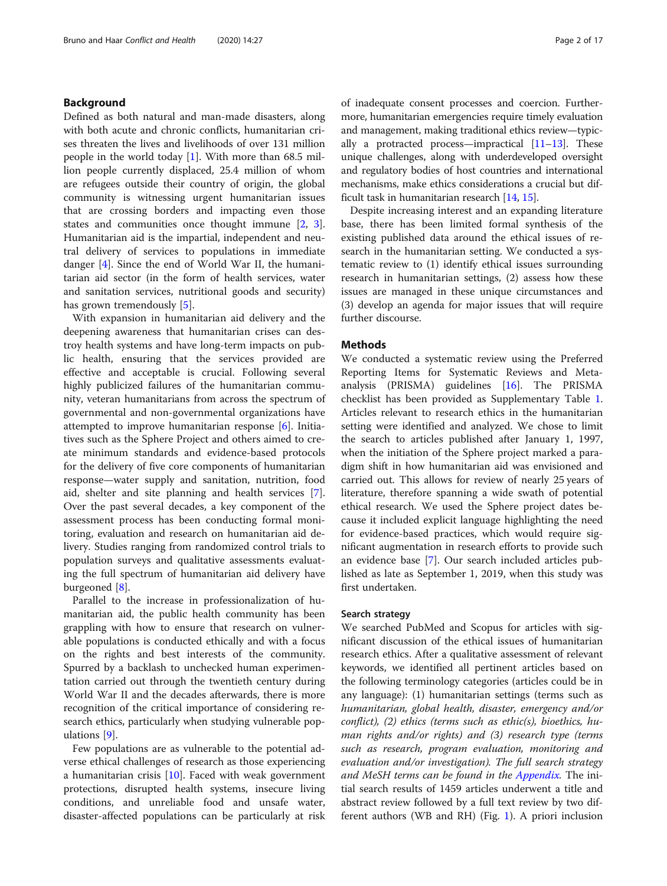## Background

Defined as both natural and man-made disasters, along with both acute and chronic conflicts, humanitarian crises threaten the lives and livelihoods of over 131 million people in the world today [1]. With more than 68.5 million people currently displaced, 25.4 million of whom are refugees outside their country of origin, the global community is witnessing urgent humanitarian issues that are crossing borders and impacting even those states and communities once thought immune [2, 3]. Humanitarian aid is the impartial, independent and neutral delivery of services to populations in immediate danger [4]. Since the end of World War II, the humanitarian aid sector (in the form of health services, water and sanitation services, nutritional goods and security) has grown tremendously [5].

With expansion in humanitarian aid delivery and the deepening awareness that humanitarian crises can destroy health systems and have long-term impacts on public health, ensuring that the services provided are effective and acceptable is crucial. Following several highly publicized failures of the humanitarian community, veteran humanitarians from across the spectrum of governmental and non-governmental organizations have attempted to improve humanitarian response [6]. Initiatives such as the Sphere Project and others aimed to create minimum standards and evidence-based protocols for the delivery of five core components of humanitarian response—water supply and sanitation, nutrition, food aid, shelter and site planning and health services [7]. Over the past several decades, a key component of the assessment process has been conducting formal monitoring, evaluation and research on humanitarian aid delivery. Studies ranging from randomized control trials to population surveys and qualitative assessments evaluating the full spectrum of humanitarian aid delivery have burgeoned [8].

Parallel to the increase in professionalization of humanitarian aid, the public health community has been grappling with how to ensure that research on vulnerable populations is conducted ethically and with a focus on the rights and best interests of the community. Spurred by a backlash to unchecked human experimentation carried out through the twentieth century during World War II and the decades afterwards, there is more recognition of the critical importance of considering research ethics, particularly when studying vulnerable populations [9].

Few populations are as vulnerable to the potential adverse ethical challenges of research as those experiencing a humanitarian crisis [10]. Faced with weak government protections, disrupted health systems, insecure living conditions, and unreliable food and unsafe water, disaster-affected populations can be particularly at risk of inadequate consent processes and coercion. Furthermore, humanitarian emergencies require timely evaluation and management, making traditional ethics review—typically a protracted process—impractical [11–13]. These unique challenges, along with underdeveloped oversight and regulatory bodies of host countries and international mechanisms, make ethics considerations a crucial but difficult task in humanitarian research [14, 15].

Despite increasing interest and an expanding literature base, there has been limited formal synthesis of the existing published data around the ethical issues of research in the humanitarian setting. We conducted a systematic review to (1) identify ethical issues surrounding research in humanitarian settings, (2) assess how these issues are managed in these unique circumstances and (3) develop an agenda for major issues that will require further discourse.

## Methods

We conducted a systematic review using the Preferred Reporting Items for Systematic Reviews and Meta-analysis (PRISMA) guidelines [16]. The PRISMA checklist has been provided as Supplementary Table 1. Articles relevant to research ethics in the humanitarian setting were identified and analyzed. We chose to limit the search to articles published after January 1, 1997, when the initiation of the Sphere project marked a paradigm shift in how humanitarian aid was envisioned and carried out. This allows for review of nearly 25 years of literature, therefore spanning a wide swath of potential ethical research. We used the Sphere project dates because it included explicit language highlighting the need for evidence-based practices, which would require significant augmentation in research efforts to provide such an evidence base [7]. Our search included articles published as late as September 1, 2019, when this study was first undertaken.

### Search strategy

We searched PubMed and Scopus for articles with significant discussion of the ethical issues of humanitarian research ethics. After a qualitative assessment of relevant keywords, we identified all pertinent articles based on the following terminology categories (articles could be in any language): (1) humanitarian settings (terms such as *humanitarian, global health, disaster, emergency and/or conflict*), (2) ethics (terms such as *ethic(s), bioethics, human rights and/or rights*) and (3) research type (terms *such as research, program evaluation, monitoring and evaluation and/or investigation*). *The full search strategy and MeSH terms can be found in the Appendix.* The initial search results of 1459 articles underwent a title and abstract review followed by a full text review by two different authors (WB and RH) (Fig. 1). A priori inclusion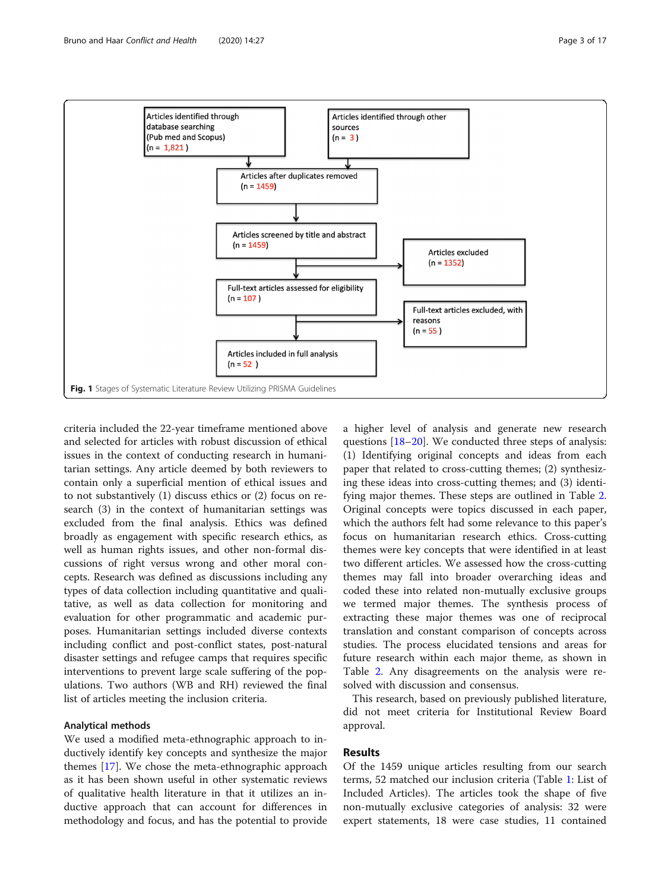Articles identified through database searching (Pub med and Scopus) (n = 1,821)

Articles identified through other sources (n = 3)

Articles after duplicates removed (n = 1459)

Articles screened by title and abstract (n = 1459)

Articles excluded (n = 1352)

Full-text articles assessed for eligibility (n = 107)

Full-text articles excluded, with reasons (n = 55)

Articles included in full analysis (n = 52)

**Fig. 1** Stages of Systematic Literature Review Utilizing PRISMA Guidelines

criteria included the 22-year timeframe mentioned above and selected for articles with robust discussion of ethical issues in the context of conducting research in humanitarian settings. Any article deemed by both reviewers to contain only a superficial mention of ethical issues and to not substantively (1) discuss ethics or (2) focus on research (3) in the context of humanitarian settings was excluded from the final analysis. Ethics was defined broadly as engagement with specific research ethics, as well as human rights issues, and other non-formal discussions of right versus wrong and other moral concepts. Research was defined as discussions including any types of data collection including quantitative and qualitative, as well as data collection for monitoring and evaluation for other programmatic and academic purposes. Humanitarian settings included diverse contexts including conflict and post-conflict states, post-natural disaster settings and refugee camps that requires specific interventions to prevent large scale suffering of the populations. Two authors (WB and RH) reviewed the final list of articles meeting the inclusion criteria.

### Analytical methods

We used a modified meta-ethnographic approach to inductively identify key concepts and synthesize the major themes [17]. We chose the meta-ethnographic approach as it has been shown useful in other systematic reviews of qualitative health literature in that it utilizes an inductive approach that can account for differences in methodology and focus, and has the potential to provide a higher level of analysis and generate new research questions [18–20]. We conducted three steps of analysis: (1) Identifying original concepts and ideas from each paper that related to cross-cutting themes; (2) synthesizing these ideas into cross-cutting themes; and (3) identifying major themes. These steps are outlined in Table 2. Original concepts were topics discussed in each paper, which the authors felt had some relevance to this paper's focus on humanitarian research ethics. Cross-cutting themes were key concepts that were identified in at least two different articles. We assessed how the cross-cutting themes may fall into broader overarching ideas and coded these into related non-mutually exclusive groups we termed major themes. The synthesis process of extracting these major themes was one of reciprocal translation and constant comparison of concepts across studies. The process elucidated tensions and areas for future research within each major theme, as shown in Table 2. Any disagreements on the analysis were resolved with discussion and consensus.

This research, based on previously published literature, did not meet criteria for Institutional Review Board approval.

## Results

Of the 1459 unique articles resulting from our search terms, 52 matched our inclusion criteria (Table 1: List of Included Articles). The articles took the shape of five non-mutually exclusive categories of analysis: 32 were expert statements, 18 were case studies, 11 contained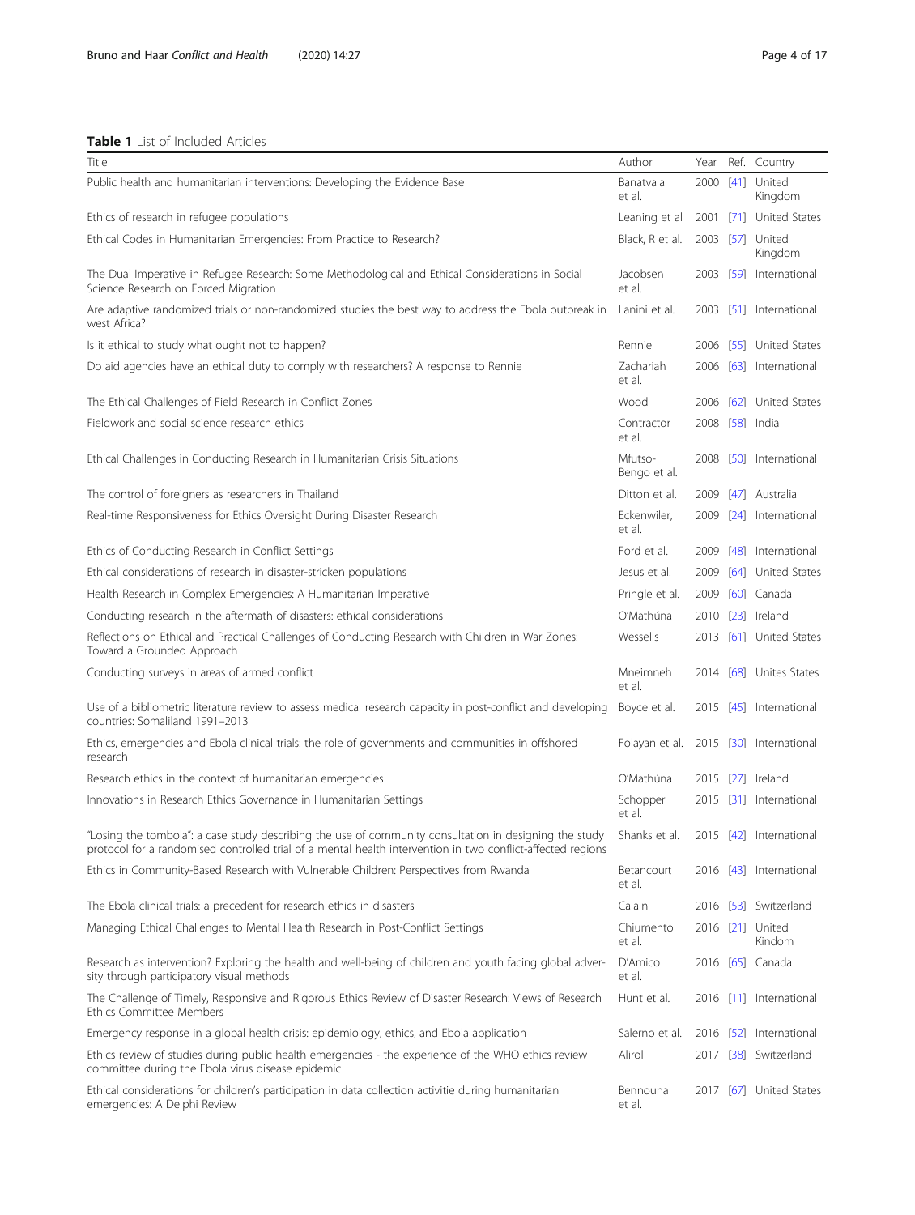**Table 1** List of Included Articles

| Title | Author | Year | Ref. | Country |
| --- | --- | --- | --- | --- |
| Public health and humanitarian interventions: Developing the Evidence Base | Banatvala et al. | 2000 | [41] | United Kingdom |
| Ethics of research in refugee populations | Leaning et al | 2001 | [71] | United States |
| Ethical Codes in Humanitarian Emergencies: From Practice to Research? | Black, R et al. | 2003 | [57] | United Kingdom |
| The Dual Imperative in Refugee Research: Some Methodological and Ethical Considerations in Social Science Research on Forced Migration | Jacobsen et al. | 2003 | [59] | International |
| Are adaptive randomized trials or non-randomized studies the best way to address the Ebola outbreak in west Africa? | Lanini et al. | 2003 | [51] | International |
| Is it ethical to study what ought not to happen? | Rennie | 2006 | [55] | United States |
| Do aid agencies have an ethical duty to comply with researchers? A response to Rennie | Zachariah et al. | 2006 | [63] | International |
| The Ethical Challenges of Field Research in Conflict Zones | Wood | 2006 | [62] | United States |
| Fieldwork and social science research ethics | Contractor et al. | 2008 | [58] | India |
| Ethical Challenges in Conducting Research in Humanitarian Crisis Situations | Mfutso-Bengo et al. | 2008 | [50] | International |
| The control of foreigners as researchers in Thailand | Ditton et al. | 2009 | [47] | Australia |
| Real-time Responsiveness for Ethics Oversight During Disaster Research | Eckenwiler, et al. | 2009 | [24] | International |
| Ethics of Conducting Research in Conflict Settings | Ford et al. | 2009 | [48] | International |
| Ethical considerations of research in disaster-stricken populations | Jesus et al. | 2009 | [64] | United States |
| Health Research in Complex Emergencies: A Humanitarian Imperative | Pringle et al. | 2009 | [60] | Canada |
| Conducting research in the aftermath of disasters: ethical considerations | O'Mathúna | 2010 | [23] | Ireland |
| Reflections on Ethical and Practical Challenges of Conducting Research with Children in War Zones: Toward a Grounded Approach | Wessells | 2013 | [61] | United States |
| Conducting surveys in areas of armed conflict | Mneimneh et al. | 2014 | [68] | Unites States |
| Use of a bibliometric literature review to assess medical research capacity in post-conflict and developing countries: Somaliland 1991–2013 | Boyce et al. | 2015 | [45] | International |
| Ethics, emergencies and Ebola clinical trials: the role of governments and communities in offshored research | Folayan et al. | 2015 | [30] | International |
| Research ethics in the context of humanitarian emergencies | O'Mathúna | 2015 | [27] | Ireland |
| Innovations in Research Ethics Governance in Humanitarian Settings | Schopper et al. | 2015 | [31] | International |
| "Losing the tombola": a case study describing the use of community consultation in designing the study protocol for a randomised controlled trial of a mental health intervention in two conflict-affected regions | Shanks et al. | 2015 | [42] | International |
| Ethics in Community-Based Research with Vulnerable Children: Perspectives from Rwanda | Betancourt et al. | 2016 | [43] | International |
| The Ebola clinical trials: a precedent for research ethics in disasters | Calain | 2016 | [53] | Switzerland |
| Managing Ethical Challenges to Mental Health Research in Post-Conflict Settings | Chiumento et al. | 2016 | [21] | United Kindom |
| Research as intervention? Exploring the health and well-being of children and youth facing global adversity through participatory visual methods | D'Amico et al. | 2016 | [65] | Canada |
| The Challenge of Timely, Responsive and Rigorous Ethics Review of Disaster Research: Views of Research Ethics Committee Members | Hunt et al. | 2016 | [11] | International |
| Emergency response in a global health crisis: epidemiology, ethics, and Ebola application | Salerno et al. | 2016 | [52] | International |
| Ethics review of studies during public health emergencies - the experience of the WHO ethics review committee during the Ebola virus disease epidemic | Alirol | 2017 | [38] | Switzerland |
| Ethical considerations for children's participation in data collection activitie during humanitarian emergencies: A Delphi Review | Bennouna et al. | 2017 | [67] | United States |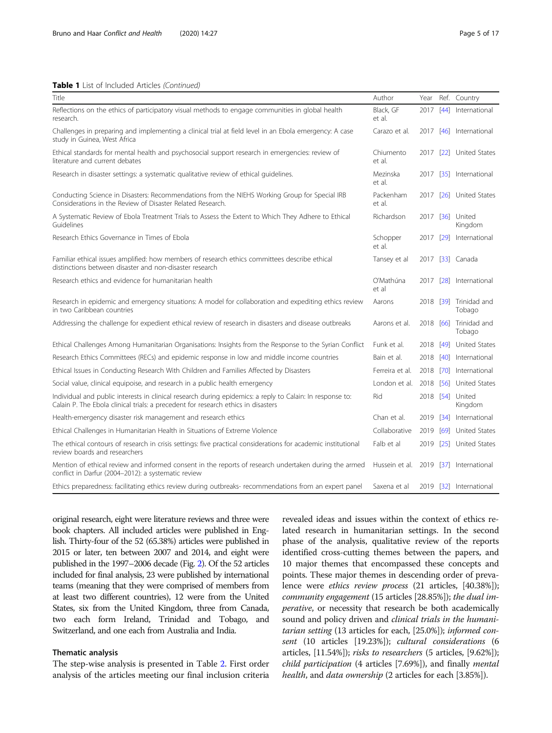**Table 1** List of Included Articles *(Continued)*

| Title | Author | Year | Ref. | Country |
|---|---|---|---|---|
| Reflections on the ethics of participatory visual methods to engage communities in global health research. | Black, GF et al. | 2017 | [44] | International |
| Challenges in preparing and implementing a clinical trial at field level in an Ebola emergency: A case study in Guinea, West Africa | Carazo et al. | 2017 | [46] | International |
| Ethical standards for mental health and psychosocial support research in emergencies: review of literature and current debates | Chiumento et al. | 2017 | [22] | United States |
| Research in disaster settings: a systematic qualitative review of ethical guidelines. | Mezinska et al. | 2017 | [35] | International |
| Conducting Science in Disasters: Recommendations from the NIEHS Working Group for Special IRB Considerations in the Review of Disaster Related Research. | Packenham et al. | 2017 | [26] | United States |
| A Systematic Review of Ebola Treatment Trials to Assess the Extent to Which They Adhere to Ethical Guidelines | Richardson | 2017 | [36] | United Kingdom |
| Research Ethics Governance in Times of Ebola | Schopper et al. | 2017 | [29] | International |
| Familiar ethical issues amplified: how members of research ethics committees describe ethical distinctions between disaster and non-disaster research | Tansey et al | 2017 | [33] | Canada |
| Research ethics and evidence for humanitarian health | O'Mathúna et al | 2017 | [28] | International |
| Research in epidemic and emergency situations: A model for collaboration and expediting ethics review in two Caribbean countries | Aarons | 2018 | [39] | Trinidad and Tobago |
| Addressing the challenge for expedient ethical review of research in disasters and disease outbreaks | Aarons et al. | 2018 | [66] | Trinidad and Tobago |
| Ethical Challenges Among Humanitarian Organisations: Insights from the Response to the Syrian Conflict | Funk et al. | 2018 | [49] | United States |
| Research Ethics Committees (RECs) and epidemic response in low and middle income countries | Bain et al. | 2018 | [40] | International |
| Ethical Issues in Conducting Research With Children and Families Affected by Disasters | Ferreira et al. | 2018 | [70] | International |
| Social value, clinical equipoise, and research in a public health emergency | London et al. | 2018 | [56] | United States |
| Individual and public interests in clinical research during epidemics: a reply to Calain: In response to: Calain P. The Ebola clinical trials: a precedent for research ethics in disasters | Rid | 2018 | [54] | United Kingdom |
| Health-emergency disaster risk management and research ethics | Chan et al. | 2019 | [34] | International |
| Ethical Challenges in Humanitarian Health in Situations of Extreme Violence | Collaborative | 2019 | [69] | United States |
| The ethical contours of research in crisis settings: five practical considerations for academic institutional review boards and researchers | Falb et al | 2019 | [25] | United States |
| Mention of ethical review and informed consent in the reports of research undertaken during the armed conflict in Darfur (2004–2012): a systematic review | Hussein et al. | 2019 | [37] | International |
| Ethics preparedness: facilitating ethics review during outbreaks- recommendations from an expert panel | Saxena et al | 2019 | [32] | International |

original research, eight were literature reviews and three were book chapters. All included articles were published in English. Thirty-four of the 52 (65.38%) articles were published in 2015 or later, ten between 2007 and 2014, and eight were published in the 1997–2006 decade (Fig. 2). Of the 52 articles included for final analysis, 23 were published by international teams (meaning that they were comprised of members from at least two different countries), 12 were from the United States, six from the United Kingdom, three from Canada, two each form Ireland, Trinidad and Tobago, and Switzerland, and one each from Australia and India.

### Thematic analysis

The step-wise analysis is presented in Table 2. First order analysis of the articles meeting our final inclusion criteria revealed ideas and issues within the context of ethics related research in humanitarian settings. In the second phase of the analysis, qualitative review of the reports identified cross-cutting themes between the papers, and 10 major themes that encompassed these concepts and points. These major themes in descending order of prevalence were *ethics review process* (21 articles, [40.38%]); *community engagement* (15 articles [28.85%]); *the dual imperative*, or necessity that research be both academically sound and policy driven and *clinical trials in the humanitarian setting* (13 articles for each, [25.0%]); *informed consent* (10 articles [19.23%]); *cultural considerations* (6 articles, [11.54%]); *risks to researchers* (5 articles, [9.62%]); *child participation* (4 articles [7.69%]), and finally *mental health*, and *data ownership* (2 articles for each [3.85%]).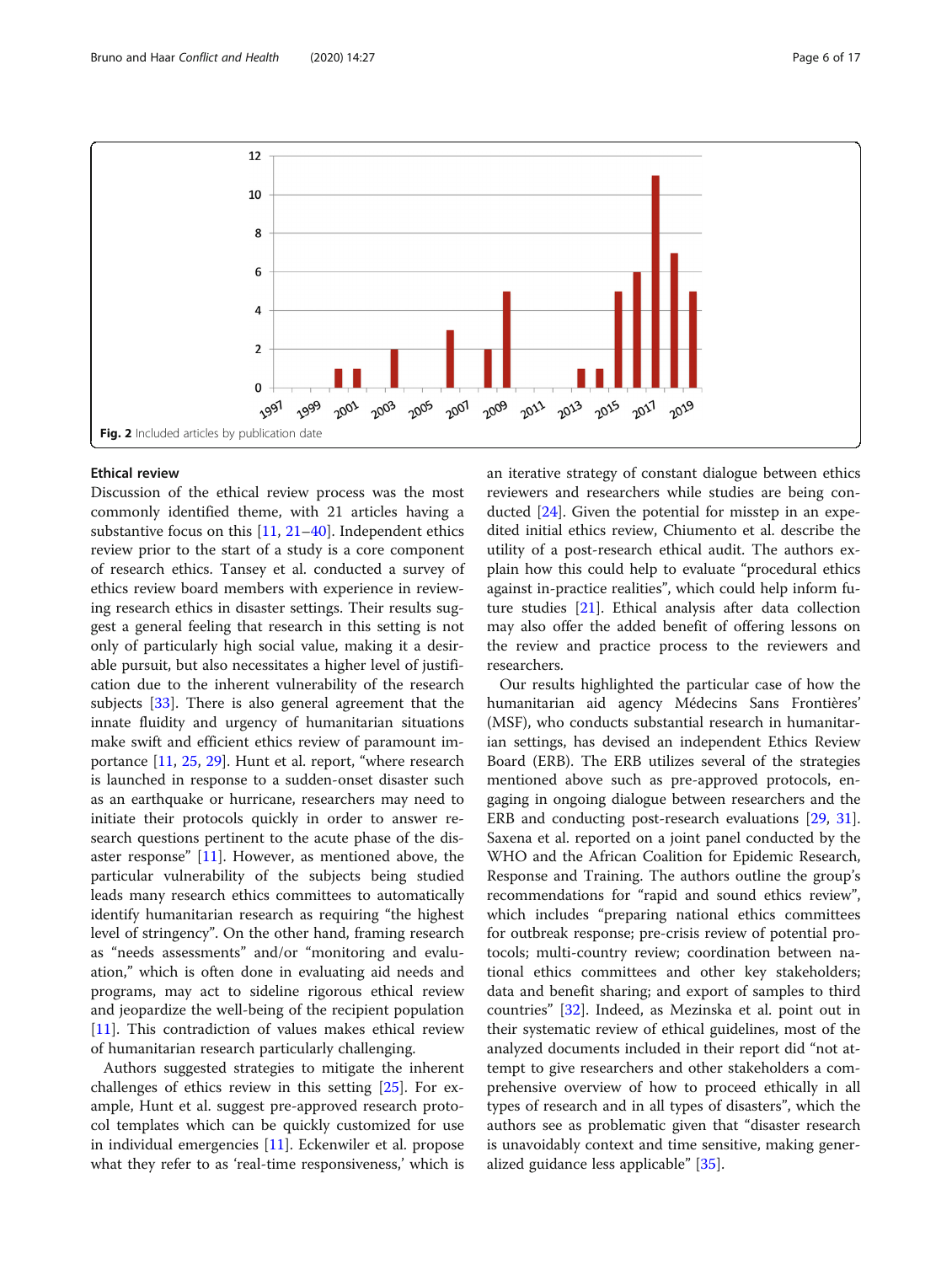Fig. 2 Included articles by publication date

### Ethical review

Discussion of the ethical review process was the most commonly identified theme, with 21 articles having a substantive focus on this [11, 21–40]. Independent ethics review prior to the start of a study is a core component of research ethics. Tansey et al. conducted a survey of ethics review board members with experience in reviewing research ethics in disaster settings. Their results suggest a general feeling that research in this setting is not only of particularly high social value, making it a desirable pursuit, but also necessitates a higher level of justification due to the inherent vulnerability of the research subjects [33]. There is also general agreement that the innate fluidity and urgency of humanitarian situations make swift and efficient ethics review of paramount importance [11, 25, 29]. Hunt et al. report, "where research is launched in response to a sudden-onset disaster such as an earthquake or hurricane, researchers may need to initiate their protocols quickly in order to answer research questions pertinent to the acute phase of the disaster response" [11]. However, as mentioned above, the particular vulnerability of the subjects being studied leads many research ethics committees to automatically identify humanitarian research as requiring "the highest level of stringency". On the other hand, framing research as "needs assessments" and/or "monitoring and evaluation," which is often done in evaluating aid needs and programs, may act to sideline rigorous ethical review and jeopardize the well-being of the recipient population [11]. This contradiction of values makes ethical review of humanitarian research particularly challenging.

Authors suggested strategies to mitigate the inherent challenges of ethics review in this setting [25]. For example, Hunt et al. suggest pre-approved research protocol templates which can be quickly customized for use in individual emergencies [11]. Eckenwiler et al. propose what they refer to as 'real-time responsiveness,' which is an iterative strategy of constant dialogue between ethics reviewers and researchers while studies are being conducted [24]. Given the potential for misstep in an expedited initial ethics review, Chiumento et al. describe the utility of a post-research ethical audit. The authors explain how this could help to evaluate "procedural ethics against in-practice realities", which could help inform future studies [21]. Ethical analysis after data collection may also offer the added benefit of offering lessons on the review and practice process to the reviewers and researchers.

Our results highlighted the particular case of how the humanitarian aid agency Médecins Sans Frontières' (MSF), who conducts substantial research in humanitarian settings, has devised an independent Ethics Review Board (ERB). The ERB utilizes several of the strategies mentioned above such as pre-approved protocols, engaging in ongoing dialogue between researchers and the ERB and conducting post-research evaluations [29, 31]. Saxena et al. reported on a joint panel conducted by the WHO and the African Coalition for Epidemic Research, Response and Training. The authors outline the group's recommendations for "rapid and sound ethics review", which includes "preparing national ethics committees for outbreak response; pre-crisis review of potential protocols; multi-country review; coordination between national ethics committees and other key stakeholders; data and benefit sharing; and export of samples to third countries" [32]. Indeed, as Mezinska et al. point out in their systematic review of ethical guidelines, most of the analyzed documents included in their report did "not attempt to give researchers and other stakeholders a comprehensive overview of how to proceed ethically in all types of research and in all types of disasters", which the authors see as problematic given that "disaster research is unavoidably context and time sensitive, making generalized guidance less applicable" [35].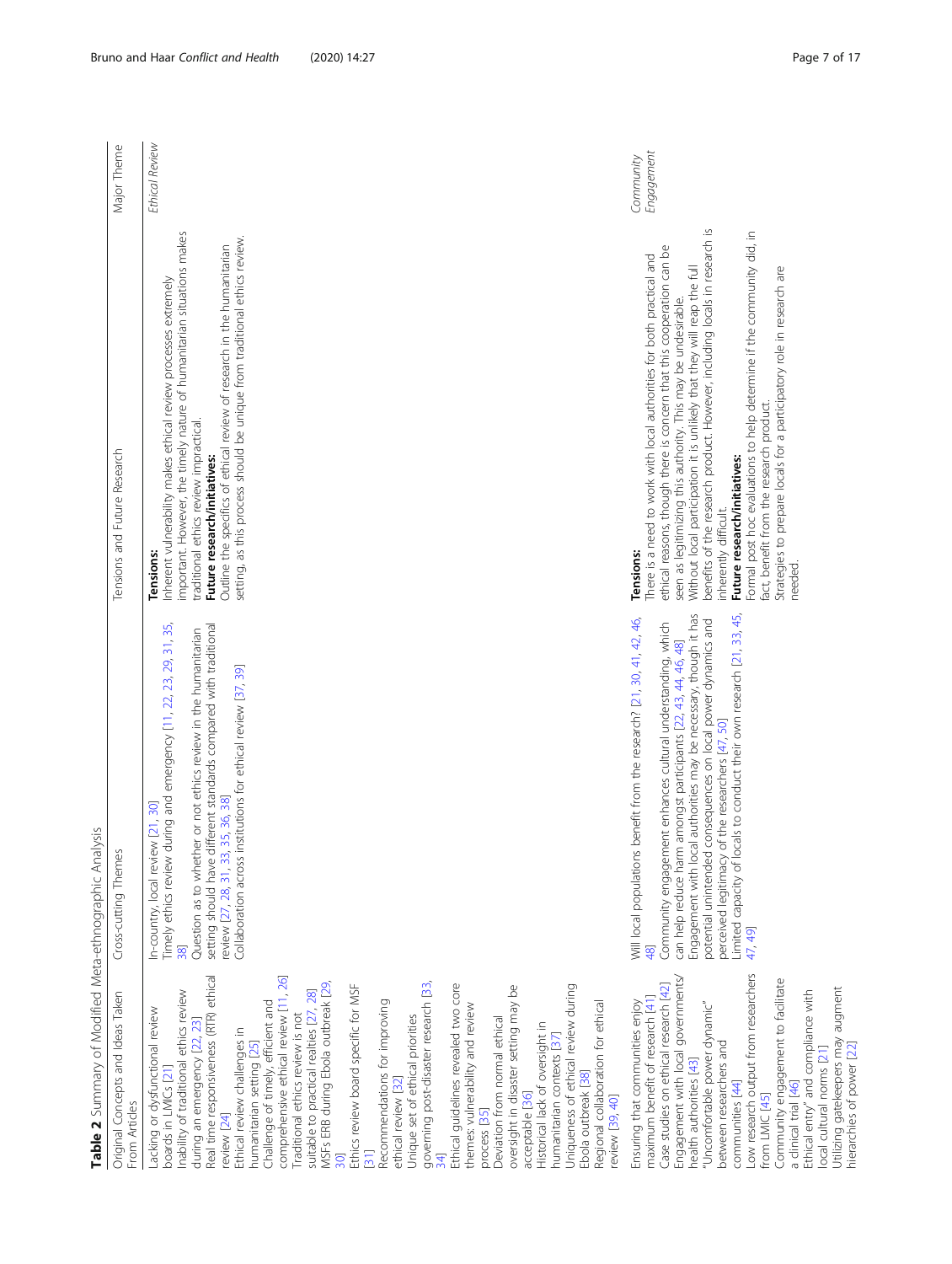**Table 2** Summary of Modified Meta-ethnographic Analysis

| Original Concepts and Ideas Taken From Articles | Cross-cutting Themes | Tensions and Future Research | Major Theme |
| --- | --- | --- | --- |
| Lacking or dysfunctional review boards in LMICs [21]<br>Inability of traditional ethics review during an emergency [22, 23]<br>Real time responsiveness (RTR) ethical review [24]<br>Ethical review challenges in humanitarian setting [25]<br>Challenge of timely, efficient and comprehensive ethical review [11, 26]<br>Traditional ethics review is not suitable to practical realties [27, 28]<br>MSFs ERB during Ebola outbreak [29, 30]<br>Ethics review board specific for MSF [31]<br>Recommendations for improving ethical review [32]<br>Unique set of ethical priorities governing post-disaster research [33, 34]<br>Ethical guidelines revealed two core themes: vulnerability and review process [35]<br>Deviation from normal ethical oversight in disaster setting may be acceptable [36]<br>Historical lack of oversight in humanitarian contexts [37]<br>Uniqueness of ethical review during Ebola outbreak [38]<br>Regional collaboration for ethical review [39, 40] | In-country, local review [21, 30]<br>Timely ethics review during and emergency [11, 22, 23, 29, 31, 35, 38]<br>Question as to whether or not ethics review in the humanitarian setting should have different standards compared with traditional review [27, 28, 31, 33, 35, 36, 38]<br>Collaboration across institutions for ethical review [37, 39] | **Tensions:**<br>Inherent vulnerability makes ethical review processes extremely important. However, the timely nature of humanitarian situations makes traditional ethics review impractical.<br>**Future research/initiatives:**<br>Outline the specifics of ethical review of research in the humanitarian setting, as this process should be unique from traditional ethics review. | *Ethical Review* |
| Ensuring that communities enjoy maximum benefit of research [41]<br>Case studies on ethical research [42]<br>Engagement with local governments/health authorities [43]<br>"Uncomfortable power dynamic" between researchers and communities [44]<br>Low research output from researchers from LMIC [45]<br>Community engagement to facilitate a clinical trial [46]<br>Ethical entry" and compliance with local cultural norms [21]<br>Utilizing gatekeepers may augment hierarchies of power [22] | Will local populations benefit from the research? [21, 30, 41, 42, 46, 48]<br>Community engagement enhances cultural understanding, which can help reduce harm amongst participants [22, 43, 44, 46, 48]<br>Engagement with local authorities may be necessary, though it has potential unintended consequences on local power dynamics and perceived legitimacy of the researchers [47, 50]<br>Limited capacity of locals to conduct their own research [21, 33, 45, 47, 49] | **Tensions:**<br>There is a need to work with local authorities for both practical and ethical reasons, though there is concern that this cooperation can be seen as legitimizing this authority. This may be undesirable.<br>Without local participation it is unlikely that they will reap the full benefits of the research product. However, including locals in research is inherently difficult.<br>**Future research/initiatives:**<br>Formal post hoc evaluations to help determine if the community did, in fact, benefit from the research product.<br>Strategies to prepare locals for a participatory role in research are needed. | *Community Engagement* |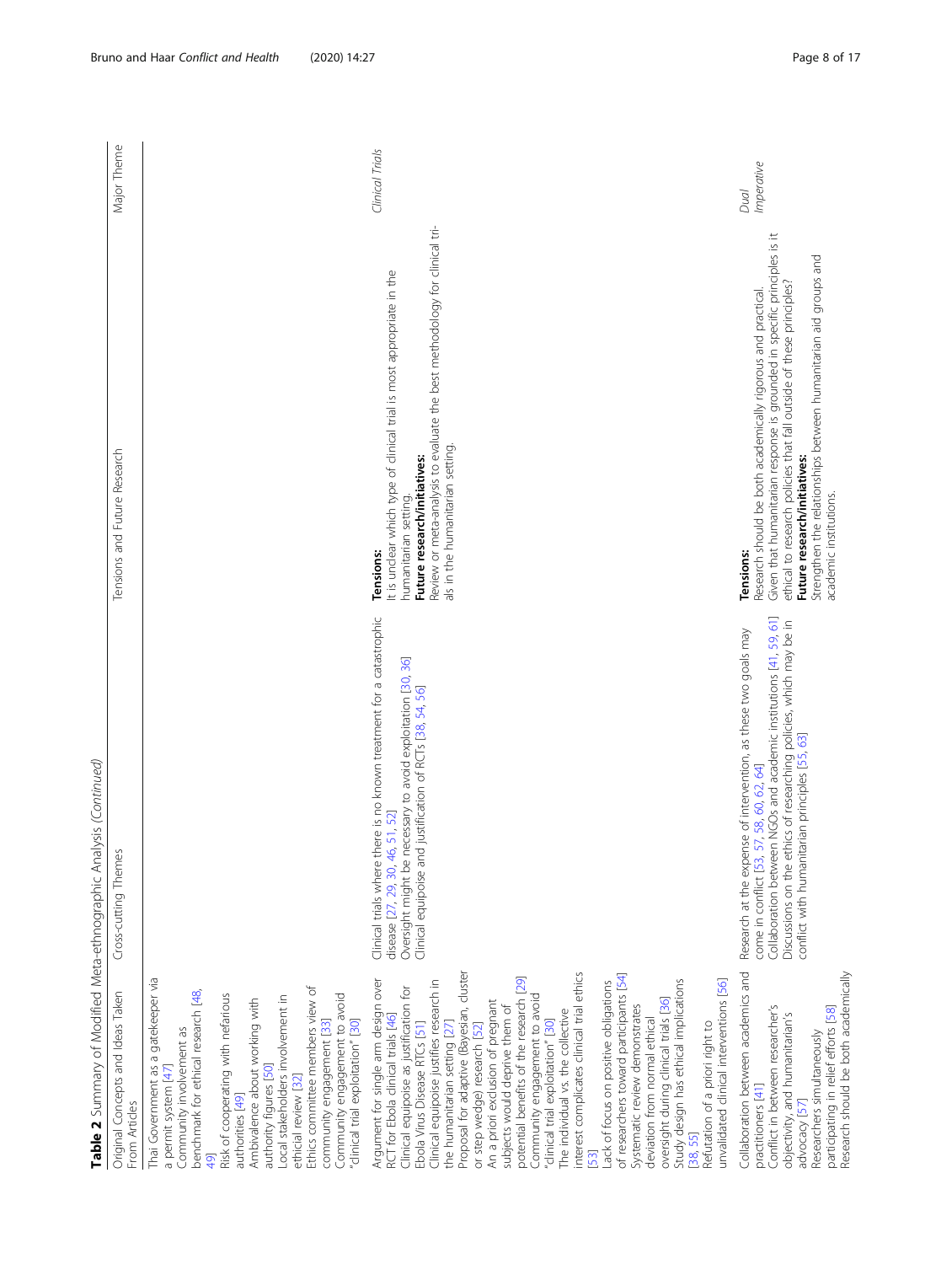**Table 2** Summary of Modified Meta-ethnographic Analysis *(Continued)*

| Original Concepts and Ideas Taken From Articles | Cross-cutting Themes | Tensions and Future Research | Major Theme |
| --- | --- | --- | --- |
| Thai Government as a gatekeeper via a permit system [47]<br>Community involvement as benchmark for ethical research [48, 49]<br>Risk of cooperating with nefarious authorities [49]<br>Ambivalence about working with authority figures [50]<br>Local stakeholders involvement in ethicial review [32]<br>Ethics committee members view of community engagement [33]<br>Community engagement to avoid "clinical trial exploitation" [30] | | | |
| Argument for single arm design over RCT for Ebola clinical trials [46]<br>Clinical equipoise as justification for Ebola Virus Disease RTCs [51]<br>Clinical equipoise justifies research in the humanitarian setting [27]<br>Proposal for adaptive (Bayesian, cluster or step wedge) research [52]<br>An a priori exclusion of pregnant subjects would deprive them of potential benefits of the research [29]<br>Community engagement to avoid "clinical trial exploitation" [30]<br>The individual vs. the collective interest complicates clinical trial ethics [53]<br>Lack of focus on positive obligations of researchers toward participants [54]<br>Systematic review demonstrates deviation from normal ethical oversight during clinical trials [36]<br>Study design has ethical implications [38, 55]<br>Refutation of a priori right to unvalidated clinical interventions [56] | Clinical trials where there is no known treatment for a catastrophic disease [27, 29, 30, 46, 51, 52]<br>Oversight might be necessary to avoid exploitation [30, 36]<br>Clinical equipoise and justification of RCTs [38, 54, 56] | **Tensions:**<br>It is unclear which type of clinical trial is most appropriate in the humanitarian setting.<br>**Future research/initiatives:**<br>Review or meta-analysis to evaluate the best methodology for clinical trials in the humanitarian setting. | *Clinical Trials* |
| Collaboration between academics and practitioners [41]<br>Conflict in between researcher's objectivity, and humanitarian's advocacy [57]<br>Researchers simultaneously participating in relief efforts [58]<br>Research should be both academically | Research at the expense of intervention, as these two goals may come in conflict [53, 57, 58, 60, 62, 64]<br>Collaboration between NGOs and academic institutions [41, 59, 61]<br>Discussions on the ethics of researching policies, which may be in conflict with humanitarian principles [55, 63] | **Tensions:**<br>Research should be both academically rigorous and practical.<br>Given that humanitarian response is grounded in specific principles is it ethical to research policies that fall outside of these principles?<br>**Future research/initiatives:**<br>Strengthen the relationships between humanitarian aid groups and academic institutions. | *Dual Imperative* |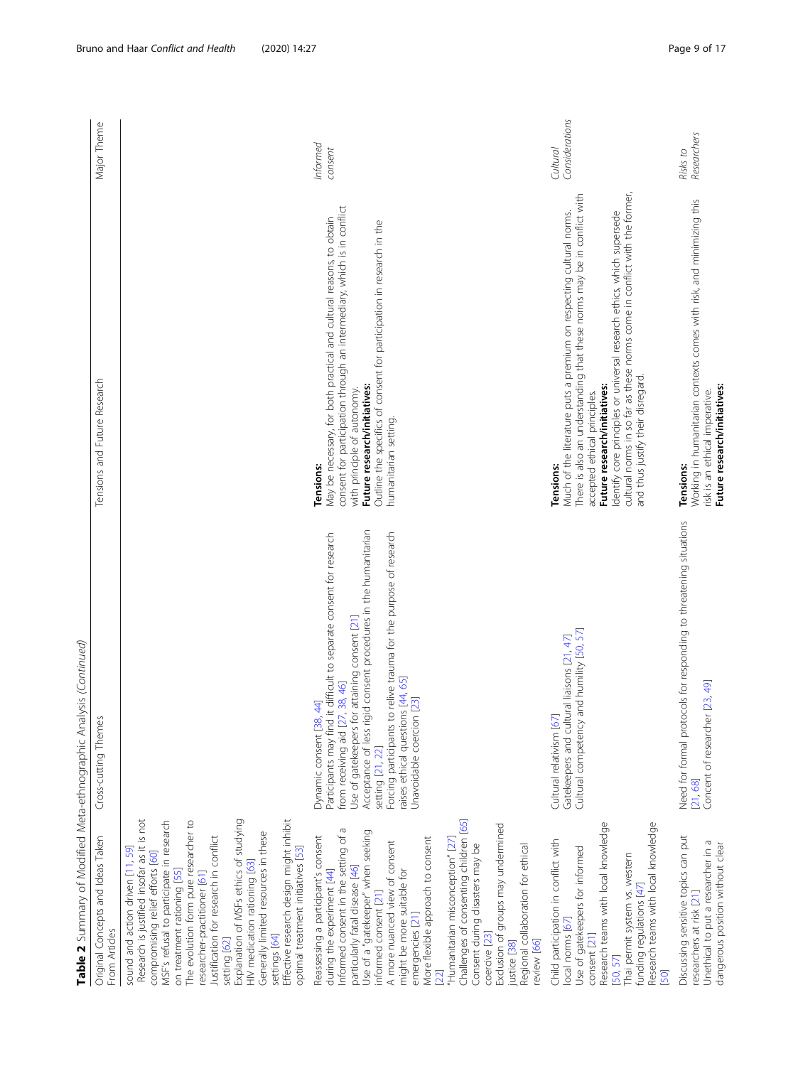**Table 2** Summary of Modified Meta-ethnographic Analysis *(Continued)*

| Original Concepts and Ideas Taken From Articles | Cross-cutting Themes | Tensions and Future Research | Major Theme |
| --- | --- | --- | --- |
| sound and action driven [11, 59]<br>Research is justified insofar as it is not compromising relief efforts [60]<br>MSF's refusal to participate in research on treatment rationing [55]<br>The evolution form pure researcher to researcher-practitioner [61]<br>Justification for research in conflict setting [62]<br>Explanation of MSFs ethics of studying HIV medication rationing [63]<br>Generally limited resources in these settings [64]<br>Effective research design might inhibit optimal treatment initiatives [53] | | | |
| Reassessing a participant's consent during the experiment [44]<br>Informed consent in the setting of a particularly fatal disease [46]<br>Use of a "gatekeeper" when seeking informed consent [21]<br>A more nuanced view of consent might be more suitable for emergencies [21]<br>More flexible approach to consent [22]<br>"Humanitarian misconception" [27]<br>Challenges of consenting children [65]<br>Consent during disasters may be coercive [23]<br>Exclusion of groups may undermined justice [38]<br>Regional collaboration for ethical review [66] | Dynamic consent [38, 44]<br>Participants may find it difficult to separate consent for research from receiving aid [27, 38, 46]<br>Use of gatekeepers for attaining consent [21]<br>Acceptance of less rigid consent procedures in the humanitarian setting [21, 22]<br>Forcing participants to relive trauma for the purpose of research raises ethical questions [44, 65]<br>Unavoidable coercion [23] | **Tensions:**<br>May be necessary, for both practical and cultural reasons, to obtain consent for participation through an intermediary, which is in conflict with principle of autonomy.<br>**Future research/initiatives:**<br>Outline the specifics of consent for participation in research in the humanitarian setting. | *Informed consent* |
| Child participation in conflict with local norms [67]<br>Use of gatekeepers for informed consent [21]<br>Research teams with local knowledge [50, 57]<br>Thai permit system vs. western funding regulations [47]<br>Research teams with local knowledge [50] | Cultural relativism [67]<br>Gatekeepers and cultural liaisons [21, 47]<br>Cultural competency and humility [50, 57] | **Tensions:**<br>Much of the literature puts a premium on respecting cultural norms. There is also an understanding that these norms may be in conflict with accepted ethical principles.<br>**Future research/initiatives:**<br>Identify core principles or universal research ethics, which supersede cultural norms in so far as these norms come in conflict with the former, and thus justify their disregard. | *Cultural Considerations* |
| Discussing sensitive topics can put researchers at risk [21]<br>Unethical to put a researcher in a dangerous position without clear | Need for formal protocols for responding to threatening situations [21, 68]<br>Concent of researcher [23, 49] | **Tensions:**<br>Working in humanitarian contexts comes with risk, and minimizing this risk is an ethical imperative.<br>**Future research/initiatives:** | *Risks to Researchers* |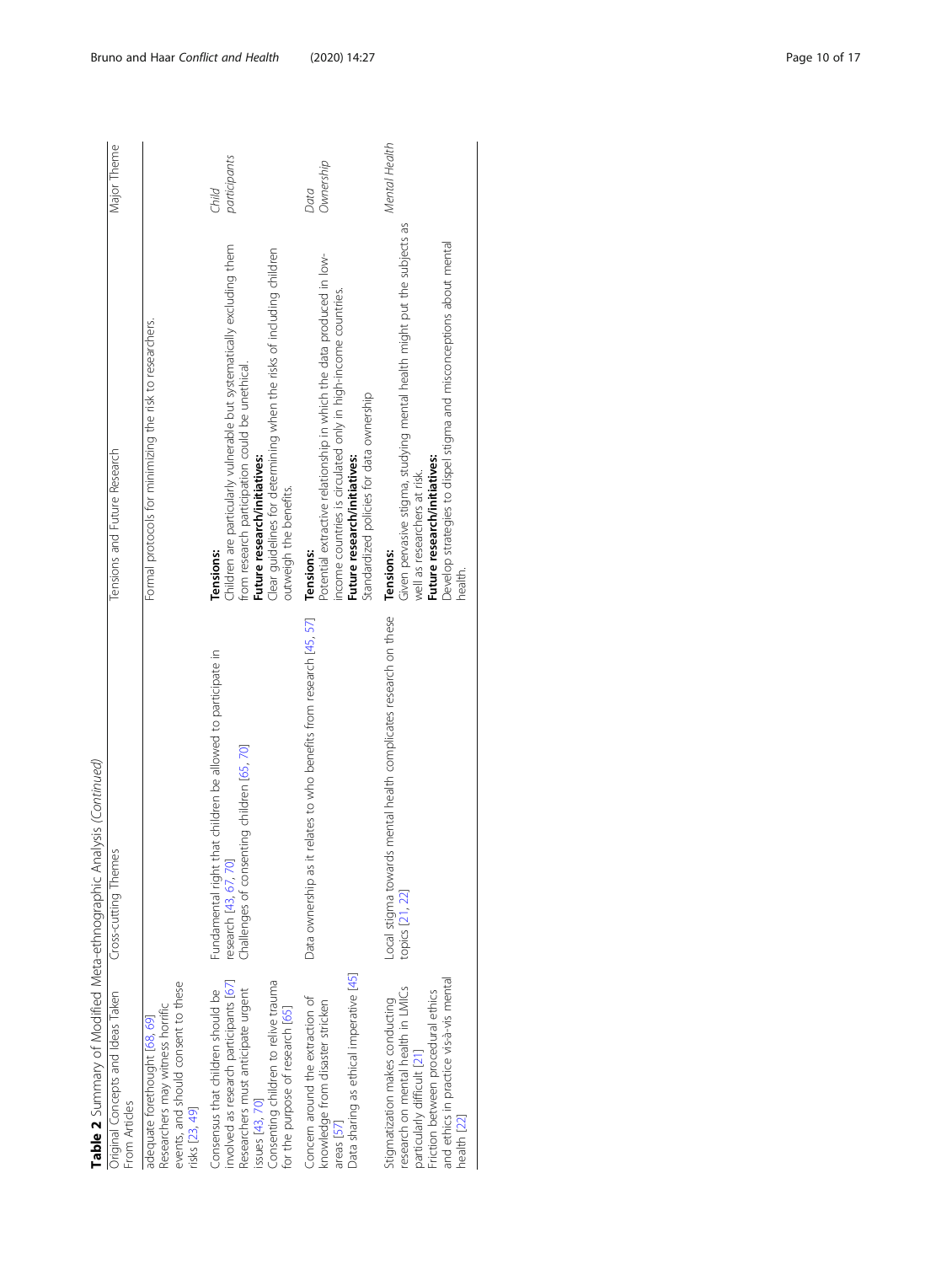**Table 2** Summary of Modified Meta-ethnographic Analysis *(Continued)*

| Original Concepts and Ideas Taken From Articles | Cross-cutting Themes | Tensions and Future Research | Major Theme |
|---|---|---|---|
| adequate forethought [68, 69]<br>Researchers may witness horrific events, and should consent to these risks [23, 49] | | Formal protocols for minimizing the risk to researchers. | |
| Consensus that children should be involved as research participants [67]<br>Researchers must anticipate urgent issues [43, 70]<br>Consenting children to relive trauma for the purpose of research [65] | Fundamental right that children be allowed to participate in research [43, 67, 70]<br>Challenges of consenting children [65, 70] | **Tensions:**<br>Children are particularly vulnerable but systematically excluding them from research participation could be unethical.<br>**Future research/initiatives:**<br>Clear guidelines for determining when the risks of including children outweigh the benefits. | *Child participants* |
| Concern around the extraction of knowledge from disaster stricken areas [57]<br>Data sharing as ethical imperative [45] | Data ownership as it relates to who benefits from research [45, 57] | **Tensions:**<br>Potential extractive relationship in which the data produced in low-income countries is circulated only in high-income countries.<br>**Future research/initiatives:**<br>Standardized policies for data ownership | *Data Ownership* |
| Stigmatization makes conducting research on mental health in LMICs particularly difficult [21]<br>Friction between procedural ethics and ethics in practice vis-à-vis mental health [22] | Local stigma towards mental health complicates research on these topics [21, 22] | **Tensions:**<br>Given pervasive stigma, studying mental health might put the subjects as well as researchers at risk.<br>**Future research/initiatives:**<br>Develop strategies to dispel stigma and misconceptions about mental health. | *Mental Health* |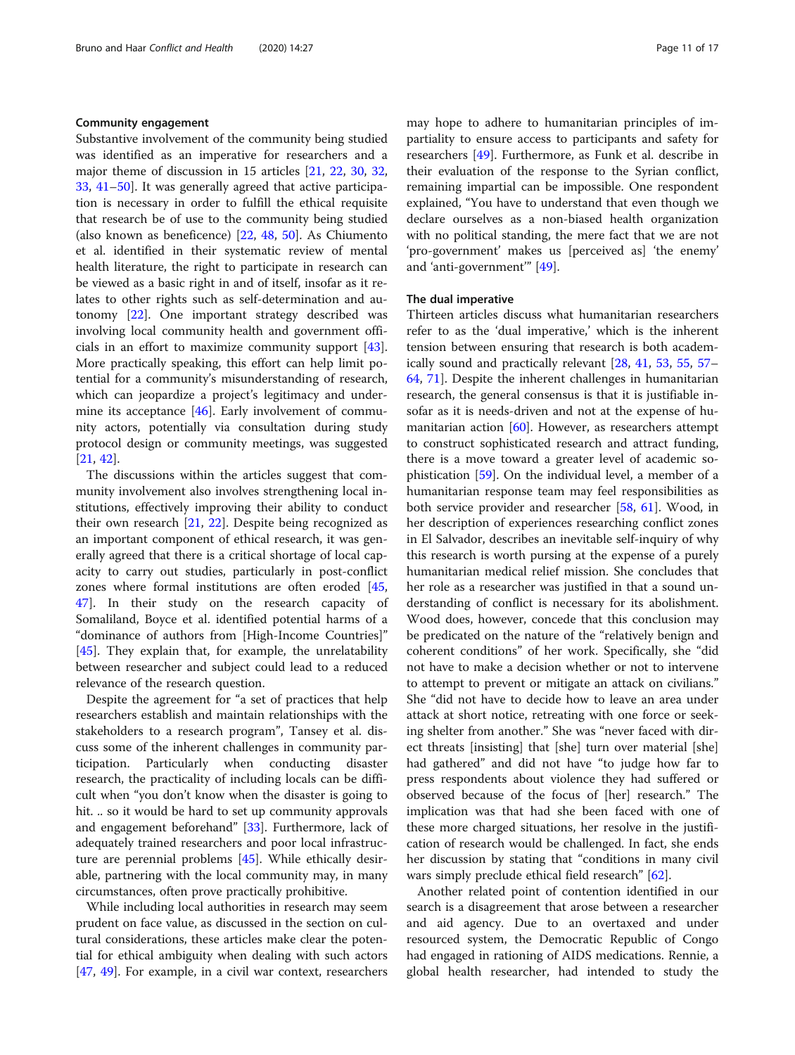#### Community engagement

Substantive involvement of the community being studied was identified as an imperative for researchers and a major theme of discussion in 15 articles [21, 22, 30, 32, 33, 41–50]. It was generally agreed that active participation is necessary in order to fulfill the ethical requisite that research be of use to the community being studied (also known as beneficence) [22, 48, 50]. As Chiumento et al. identified in their systematic review of mental health literature, the right to participate in research can be viewed as a basic right in and of itself, insofar as it relates to other rights such as self-determination and autonomy [22]. One important strategy described was involving local community health and government officials in an effort to maximize community support [43]. More practically speaking, this effort can help limit potential for a community's misunderstanding of research, which can jeopardize a project's legitimacy and undermine its acceptance [46]. Early involvement of community actors, potentially via consultation during study protocol design or community meetings, was suggested [21, 42].

The discussions within the articles suggest that community involvement also involves strengthening local institutions, effectively improving their ability to conduct their own research [21, 22]. Despite being recognized as an important component of ethical research, it was generally agreed that there is a critical shortage of local capacity to carry out studies, particularly in post-conflict zones where formal institutions are often eroded [45, 47]. In their study on the research capacity of Somaliland, Boyce et al. identified potential harms of a "dominance of authors from [High-Income Countries]" [45]. They explain that, for example, the unrelatability between researcher and subject could lead to a reduced relevance of the research question.

Despite the agreement for "a set of practices that help researchers establish and maintain relationships with the stakeholders to a research program", Tansey et al. discuss some of the inherent challenges in community participation. Particularly when conducting disaster research, the practicality of including locals can be difficult when "you don't know when the disaster is going to hit. .. so it would be hard to set up community approvals and engagement beforehand" [33]. Furthermore, lack of adequately trained researchers and poor local infrastructure are perennial problems [45]. While ethically desirable, partnering with the local community may, in many circumstances, often prove practically prohibitive.

While including local authorities in research may seem prudent on face value, as discussed in the section on cultural considerations, these articles make clear the potential for ethical ambiguity when dealing with such actors [47, 49]. For example, in a civil war context, researchers may hope to adhere to humanitarian principles of impartiality to ensure access to participants and safety for researchers [49]. Furthermore, as Funk et al. describe in their evaluation of the response to the Syrian conflict, remaining impartial can be impossible. One respondent explained, "You have to understand that even though we declare ourselves as a non-biased health organization with no political standing, the mere fact that we are not 'pro-government' makes us [perceived as] 'the enemy' and 'anti-government'" [49].

#### The dual imperative

Thirteen articles discuss what humanitarian researchers refer to as the 'dual imperative,' which is the inherent tension between ensuring that research is both academically sound and practically relevant [28, 41, 53, 55, 57–64, 71]. Despite the inherent challenges in humanitarian research, the general consensus is that it is justifiable insofar as it is needs-driven and not at the expense of humanitarian action [60]. However, as researchers attempt to construct sophisticated research and attract funding, there is a move toward a greater level of academic sophistication [59]. On the individual level, a member of a humanitarian response team may feel responsibilities as both service provider and researcher [58, 61]. Wood, in her description of experiences researching conflict zones in El Salvador, describes an inevitable self-inquiry of why this research is worth pursing at the expense of a purely humanitarian medical relief mission. She concludes that her role as a researcher was justified in that a sound understanding of conflict is necessary for its abolishment. Wood does, however, concede that this conclusion may be predicated on the nature of the "relatively benign and coherent conditions" of her work. Specifically, she "did not have to make a decision whether or not to intervene to attempt to prevent or mitigate an attack on civilians." She "did not have to decide how to leave an area under attack at short notice, retreating with one force or seeking shelter from another." She was "never faced with direct threats [insisting] that [she] turn over material [she] had gathered" and did not have "to judge how far to press respondents about violence they had suffered or observed because of the focus of [her] research." The implication was that had she been faced with one of these more charged situations, her resolve in the justification of research would be challenged. In fact, she ends her discussion by stating that "conditions in many civil wars simply preclude ethical field research" [62].

Another related point of contention identified in our search is a disagreement that arose between a researcher and aid agency. Due to an overtaxed and under resourced system, the Democratic Republic of Congo had engaged in rationing of AIDS medications. Rennie, a global health researcher, had intended to study the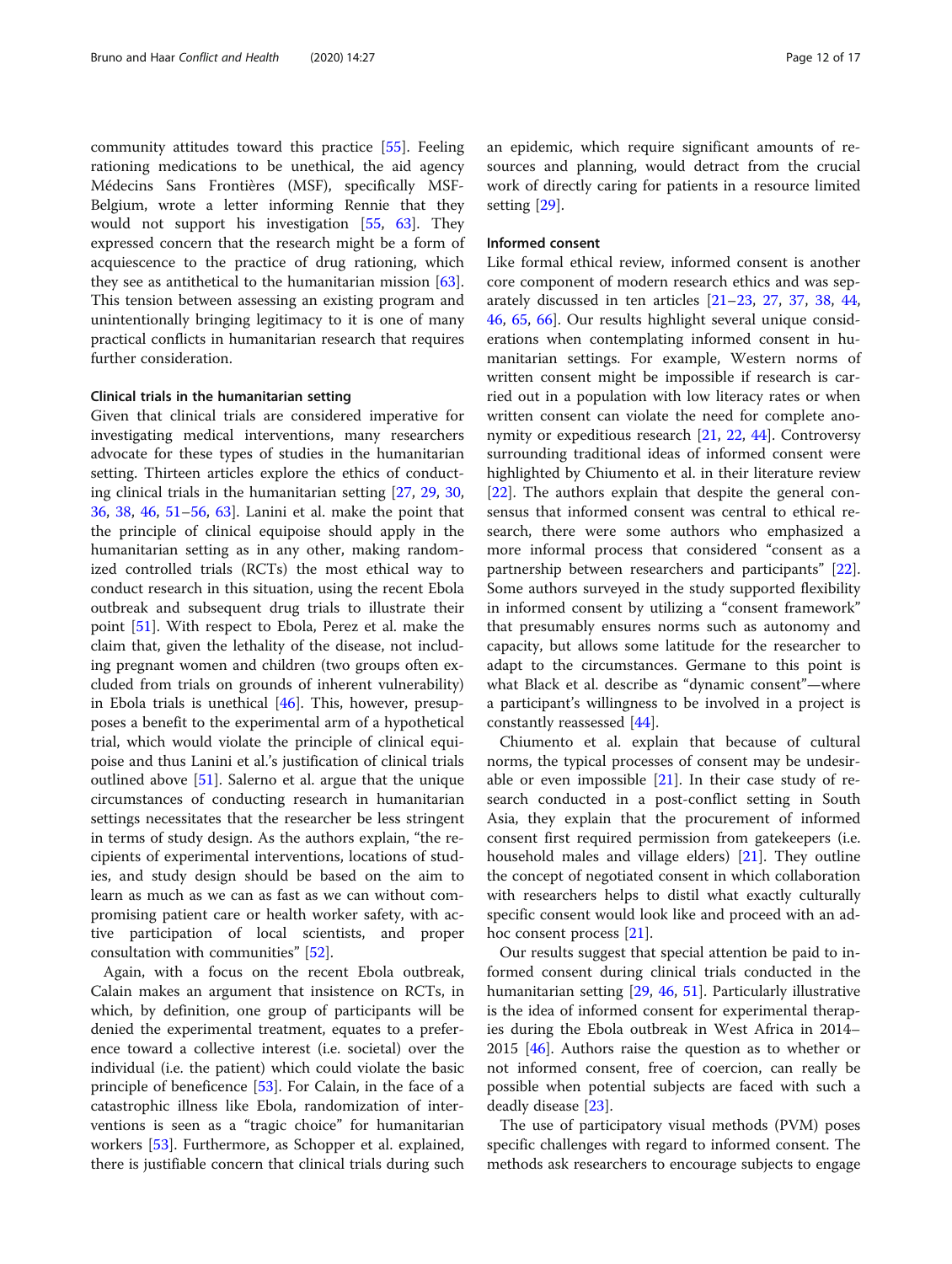community attitudes toward this practice [55]. Feeling rationing medications to be unethical, the aid agency Médecins Sans Frontières (MSF), specifically MSF-Belgium, wrote a letter informing Rennie that they would not support his investigation [55, 63]. They expressed concern that the research might be a form of acquiescence to the practice of drug rationing, which they see as antithetical to the humanitarian mission [63]. This tension between assessing an existing program and unintentionally bringing legitimacy to it is one of many practical conflicts in humanitarian research that requires further consideration.

#### Clinical trials in the humanitarian setting

Given that clinical trials are considered imperative for investigating medical interventions, many researchers advocate for these types of studies in the humanitarian setting. Thirteen articles explore the ethics of conducting clinical trials in the humanitarian setting [27, 29, 30, 36, 38, 46, 51–56, 63]. Lanini et al. make the point that the principle of clinical equipoise should apply in the humanitarian setting as in any other, making randomized controlled trials (RCTs) the most ethical way to conduct research in this situation, using the recent Ebola outbreak and subsequent drug trials to illustrate their point [51]. With respect to Ebola, Perez et al. make the claim that, given the lethality of the disease, not including pregnant women and children (two groups often excluded from trials on grounds of inherent vulnerability) in Ebola trials is unethical [46]. This, however, presupposes a benefit to the experimental arm of a hypothetical trial, which would violate the principle of clinical equipoise and thus Lanini et al.'s justification of clinical trials outlined above [51]. Salerno et al. argue that the unique circumstances of conducting research in humanitarian settings necessitates that the researcher be less stringent in terms of study design. As the authors explain, "the recipients of experimental interventions, locations of studies, and study design should be based on the aim to learn as much as we can as fast as we can without compromising patient care or health worker safety, with active participation of local scientists, and proper consultation with communities" [52].

Again, with a focus on the recent Ebola outbreak, Calain makes an argument that insistence on RCTs, in which, by definition, one group of participants will be denied the experimental treatment, equates to a preference toward a collective interest (i.e. societal) over the individual (i.e. the patient) which could violate the basic principle of beneficence [53]. For Calain, in the face of a catastrophic illness like Ebola, randomization of interventions is seen as a "tragic choice" for humanitarian workers [53]. Furthermore, as Schopper et al. explained, there is justifiable concern that clinical trials during such an epidemic, which require significant amounts of resources and planning, would detract from the crucial work of directly caring for patients in a resource limited setting [29].

#### Informed consent

Like formal ethical review, informed consent is another core component of modern research ethics and was separately discussed in ten articles [21–23, 27, 37, 38, 44, 46, 65, 66]. Our results highlight several unique considerations when contemplating informed consent in humanitarian settings. For example, Western norms of written consent might be impossible if research is carried out in a population with low literacy rates or when written consent can violate the need for complete anonymity or expeditious research [21, 22, 44]. Controversy surrounding traditional ideas of informed consent were highlighted by Chiumento et al. in their literature review [22]. The authors explain that despite the general consensus that informed consent was central to ethical research, there were some authors who emphasized a more informal process that considered "consent as a partnership between researchers and participants" [22]. Some authors surveyed in the study supported flexibility in informed consent by utilizing a "consent framework" that presumably ensures norms such as autonomy and capacity, but allows some latitude for the researcher to adapt to the circumstances. Germane to this point is what Black et al. describe as "dynamic consent"—where a participant's willingness to be involved in a project is constantly reassessed [44].

Chiumento et al. explain that because of cultural norms, the typical processes of consent may be undesirable or even impossible [21]. In their case study of research conducted in a post-conflict setting in South Asia, they explain that the procurement of informed consent first required permission from gatekeepers (i.e. household males and village elders) [21]. They outline the concept of negotiated consent in which collaboration with researchers helps to distil what exactly culturally specific consent would look like and proceed with an ad-hoc consent process [21].

Our results suggest that special attention be paid to informed consent during clinical trials conducted in the humanitarian setting [29, 46, 51]. Particularly illustrative is the idea of informed consent for experimental therapies during the Ebola outbreak in West Africa in 2014–2015 [46]. Authors raise the question as to whether or not informed consent, free of coercion, can really be possible when potential subjects are faced with such a deadly disease [23].

The use of participatory visual methods (PVM) poses specific challenges with regard to informed consent. The methods ask researchers to encourage subjects to engage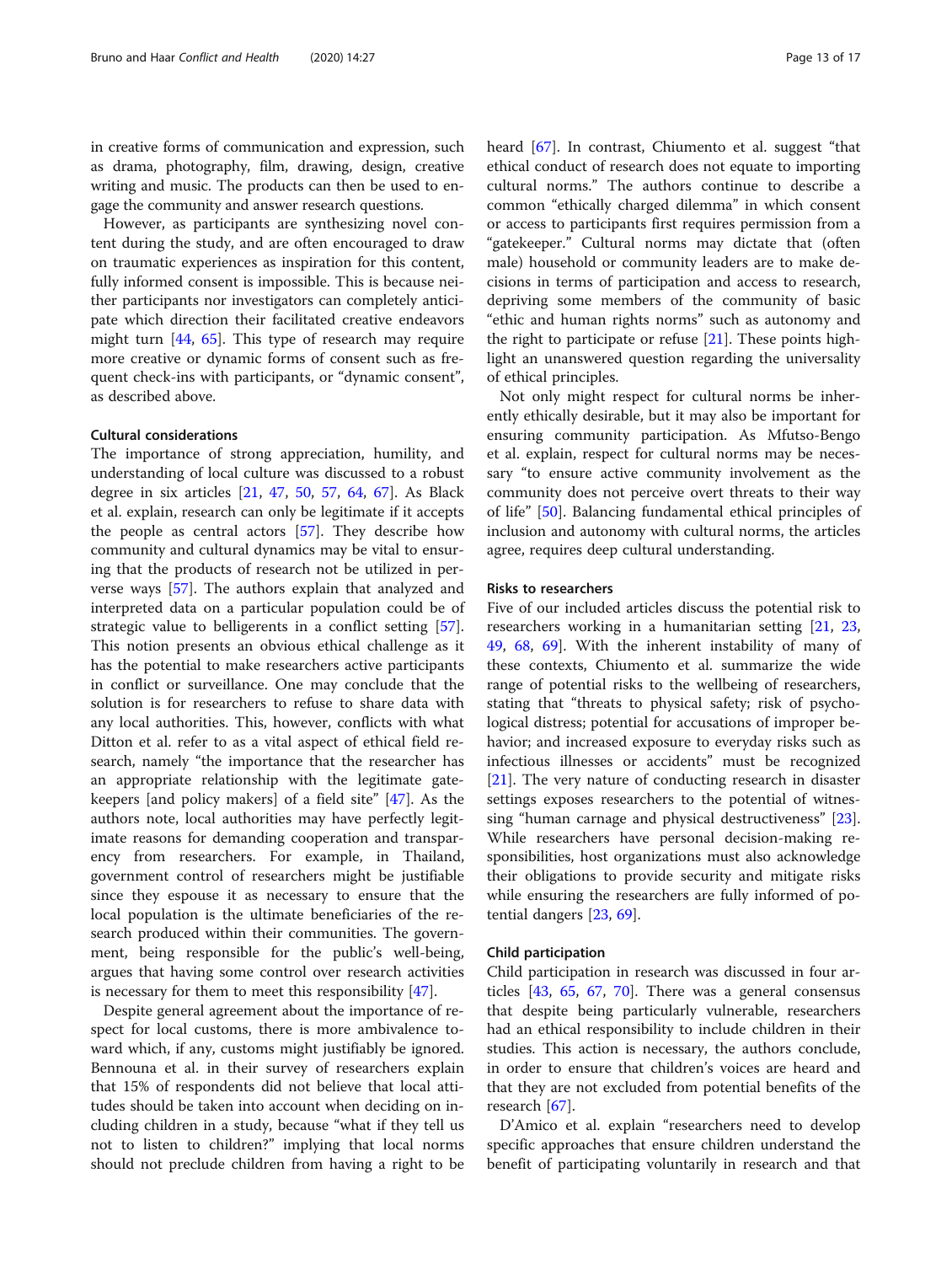in creative forms of communication and expression, such as drama, photography, film, drawing, design, creative writing and music. The products can then be used to engage the community and answer research questions.

However, as participants are synthesizing novel content during the study, and are often encouraged to draw on traumatic experiences as inspiration for this content, fully informed consent is impossible. This is because neither participants nor investigators can completely anticipate which direction their facilitated creative endeavors might turn [44, 65]. This type of research may require more creative or dynamic forms of consent such as frequent check-ins with participants, or "dynamic consent", as described above.

#### Cultural considerations

The importance of strong appreciation, humility, and understanding of local culture was discussed to a robust degree in six articles [21, 47, 50, 57, 64, 67]. As Black et al. explain, research can only be legitimate if it accepts the people as central actors [57]. They describe how community and cultural dynamics may be vital to ensuring that the products of research not be utilized in perverse ways [57]. The authors explain that analyzed and interpreted data on a particular population could be of strategic value to belligerents in a conflict setting [57]. This notion presents an obvious ethical challenge as it has the potential to make researchers active participants in conflict or surveillance. One may conclude that the solution is for researchers to refuse to share data with any local authorities. This, however, conflicts with what Ditton et al. refer to as a vital aspect of ethical field research, namely "the importance that the researcher has an appropriate relationship with the legitimate gatekeepers [and policy makers] of a field site" [47]. As the authors note, local authorities may have perfectly legitimate reasons for demanding cooperation and transparency from researchers. For example, in Thailand, government control of researchers might be justifiable since they espouse it as necessary to ensure that the local population is the ultimate beneficiaries of the research produced within their communities. The government, being responsible for the public's well-being, argues that having some control over research activities is necessary for them to meet this responsibility [47].

Despite general agreement about the importance of respect for local customs, there is more ambivalence toward which, if any, customs might justifiably be ignored. Bennouna et al. in their survey of researchers explain that 15% of respondents did not believe that local attitudes should be taken into account when deciding on including children in a study, because "what if they tell us not to listen to children?" implying that local norms should not preclude children from having a right to be heard [67]. In contrast, Chiumento et al. suggest "that ethical conduct of research does not equate to importing cultural norms." The authors continue to describe a common "ethically charged dilemma" in which consent or access to participants first requires permission from a "gatekeeper." Cultural norms may dictate that (often male) household or community leaders are to make decisions in terms of participation and access to research, depriving some members of the community of basic "ethic and human rights norms" such as autonomy and the right to participate or refuse [21]. These points highlight an unanswered question regarding the universality of ethical principles.

Not only might respect for cultural norms be inherently ethically desirable, but it may also be important for ensuring community participation. As Mfutso-Bengo et al. explain, respect for cultural norms may be necessary "to ensure active community involvement as the community does not perceive overt threats to their way of life" [50]. Balancing fundamental ethical principles of inclusion and autonomy with cultural norms, the articles agree, requires deep cultural understanding.

#### Risks to researchers

Five of our included articles discuss the potential risk to researchers working in a humanitarian setting [21, 23, 49, 68, 69]. With the inherent instability of many of these contexts, Chiumento et al. summarize the wide range of potential risks to the wellbeing of researchers, stating that "threats to physical safety; risk of psychological distress; potential for accusations of improper behavior; and increased exposure to everyday risks such as infectious illnesses or accidents" must be recognized [21]. The very nature of conducting research in disaster settings exposes researchers to the potential of witnessing "human carnage and physical destructiveness" [23]. While researchers have personal decision-making responsibilities, host organizations must also acknowledge their obligations to provide security and mitigate risks while ensuring the researchers are fully informed of potential dangers [23, 69].

#### Child participation

Child participation in research was discussed in four articles [43, 65, 67, 70]. There was a general consensus that despite being particularly vulnerable, researchers had an ethical responsibility to include children in their studies. This action is necessary, the authors conclude, in order to ensure that children's voices are heard and that they are not excluded from potential benefits of the research [67].

D'Amico et al. explain "researchers need to develop specific approaches that ensure children understand the benefit of participating voluntarily in research and that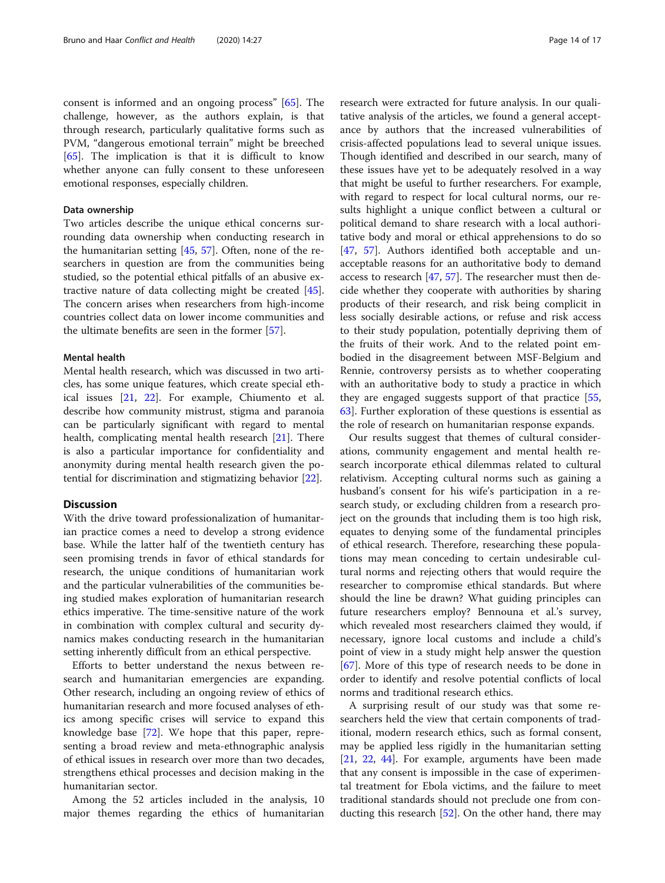consent is informed and an ongoing process" [65]. The challenge, however, as the authors explain, is that through research, particularly qualitative forms such as PVM, "dangerous emotional terrain" might be breeched [65]. The implication is that it is difficult to know whether anyone can fully consent to these unforeseen emotional responses, especially children.

#### Data ownership

Two articles describe the unique ethical concerns surrounding data ownership when conducting research in the humanitarian setting [45, 57]. Often, none of the researchers in question are from the communities being studied, so the potential ethical pitfalls of an abusive extractive nature of data collecting might be created [45]. The concern arises when researchers from high-income countries collect data on lower income communities and the ultimate benefits are seen in the former [57].

#### Mental health

Mental health research, which was discussed in two articles, has some unique features, which create special ethical issues [21, 22]. For example, Chiumento et al. describe how community mistrust, stigma and paranoia can be particularly significant with regard to mental health, complicating mental health research [21]. There is also a particular importance for confidentiality and anonymity during mental health research given the potential for discrimination and stigmatizing behavior [22].

## Discussion

With the drive toward professionalization of humanitarian practice comes a need to develop a strong evidence base. While the latter half of the twentieth century has seen promising trends in favor of ethical standards for research, the unique conditions of humanitarian work and the particular vulnerabilities of the communities being studied makes exploration of humanitarian research ethics imperative. The time-sensitive nature of the work in combination with complex cultural and security dynamics makes conducting research in the humanitarian setting inherently difficult from an ethical perspective.

Efforts to better understand the nexus between research and humanitarian emergencies are expanding. Other research, including an ongoing review of ethics of humanitarian research and more focused analyses of ethics among specific crises will service to expand this knowledge base [72]. We hope that this paper, representing a broad review and meta-ethnographic analysis of ethical issues in research over more than two decades, strengthens ethical processes and decision making in the humanitarian sector.

Among the 52 articles included in the analysis, 10 major themes regarding the ethics of humanitarian research were extracted for future analysis. In our qualitative analysis of the articles, we found a general acceptance by authors that the increased vulnerabilities of crisis-affected populations lead to several unique issues. Though identified and described in our search, many of these issues have yet to be adequately resolved in a way that might be useful to further researchers. For example, with regard to respect for local cultural norms, our results highlight a unique conflict between a cultural or political demand to share research with a local authoritative body and moral or ethical apprehensions to do so [47, 57]. Authors identified both acceptable and unacceptable reasons for an authoritative body to demand access to research [47, 57]. The researcher must then decide whether they cooperate with authorities by sharing products of their research, and risk being complicit in less socially desirable actions, or refuse and risk access to their study population, potentially depriving them of the fruits of their work. And to the related point embodied in the disagreement between MSF-Belgium and Rennie, controversy persists as to whether cooperating with an authoritative body to study a practice in which they are engaged suggests support of that practice [55, 63]. Further exploration of these questions is essential as the role of research on humanitarian response expands.

Our results suggest that themes of cultural considerations, community engagement and mental health research incorporate ethical dilemmas related to cultural relativism. Accepting cultural norms such as gaining a husband's consent for his wife's participation in a research study, or excluding children from a research project on the grounds that including them is too high risk, equates to denying some of the fundamental principles of ethical research. Therefore, researching these populations may mean conceding to certain undesirable cultural norms and rejecting others that would require the researcher to compromise ethical standards. But where should the line be drawn? What guiding principles can future researchers employ? Bennouna et al.'s survey, which revealed most researchers claimed they would, if necessary, ignore local customs and include a child's point of view in a study might help answer the question [67]. More of this type of research needs to be done in order to identify and resolve potential conflicts of local norms and traditional research ethics.

A surprising result of our study was that some researchers held the view that certain components of traditional, modern research ethics, such as formal consent, may be applied less rigidly in the humanitarian setting [21, 22, 44]. For example, arguments have been made that any consent is impossible in the case of experimental treatment for Ebola victims, and the failure to meet traditional standards should not preclude one from conducting this research [52]. On the other hand, there may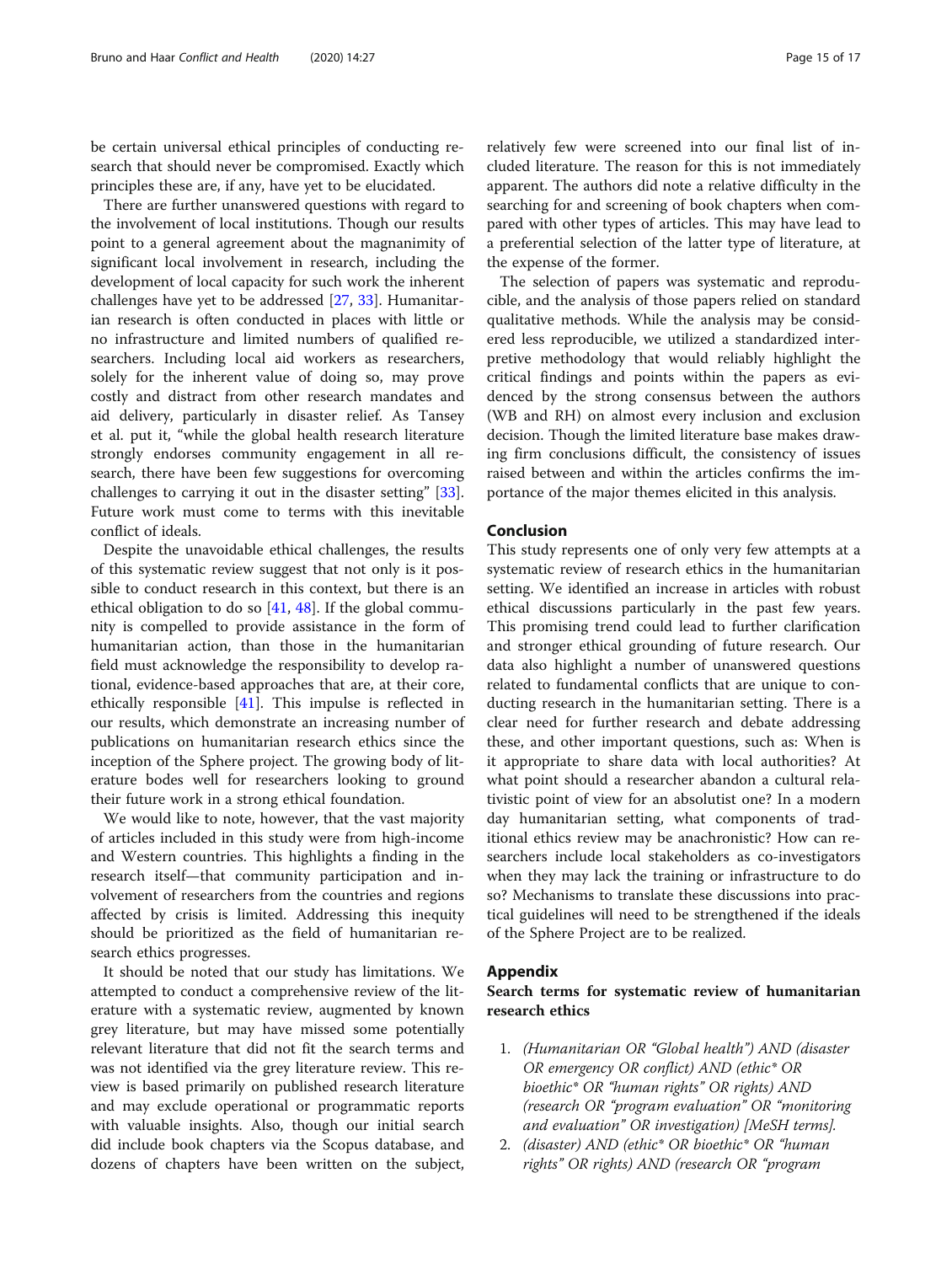be certain universal ethical principles of conducting research that should never be compromised. Exactly which principles these are, if any, have yet to be elucidated.

There are further unanswered questions with regard to the involvement of local institutions. Though our results point to a general agreement about the magnanimity of significant local involvement in research, including the development of local capacity for such work the inherent challenges have yet to be addressed [27, 33]. Humanitarian research is often conducted in places with little or no infrastructure and limited numbers of qualified researchers. Including local aid workers as researchers, solely for the inherent value of doing so, may prove costly and distract from other research mandates and aid delivery, particularly in disaster relief. As Tansey et al. put it, "while the global health research literature strongly endorses community engagement in all research, there have been few suggestions for overcoming challenges to carrying it out in the disaster setting" [33]. Future work must come to terms with this inevitable conflict of ideals.

Despite the unavoidable ethical challenges, the results of this systematic review suggest that not only is it possible to conduct research in this context, but there is an ethical obligation to do so [41, 48]. If the global community is compelled to provide assistance in the form of humanitarian action, than those in the humanitarian field must acknowledge the responsibility to develop rational, evidence-based approaches that are, at their core, ethically responsible [41]. This impulse is reflected in our results, which demonstrate an increasing number of publications on humanitarian research ethics since the inception of the Sphere project. The growing body of literature bodes well for researchers looking to ground their future work in a strong ethical foundation.

We would like to note, however, that the vast majority of articles included in this study were from high-income and Western countries. This highlights a finding in the research itself—that community participation and involvement of researchers from the countries and regions affected by crisis is limited. Addressing this inequity should be prioritized as the field of humanitarian research ethics progresses.

It should be noted that our study has limitations. We attempted to conduct a comprehensive review of the literature with a systematic review, augmented by known grey literature, but may have missed some potentially relevant literature that did not fit the search terms and was not identified via the grey literature review. This review is based primarily on published research literature and may exclude operational or programmatic reports with valuable insights. Also, though our initial search did include book chapters via the Scopus database, and dozens of chapters have been written on the subject, relatively few were screened into our final list of included literature. The reason for this is not immediately apparent. The authors did note a relative difficulty in the searching for and screening of book chapters when compared with other types of articles. This may have lead to a preferential selection of the latter type of literature, at the expense of the former.

The selection of papers was systematic and reproducible, and the analysis of those papers relied on standard qualitative methods. While the analysis may be considered less reproducible, we utilized a standardized interpretive methodology that would reliably highlight the critical findings and points within the papers as evidenced by the strong consensus between the authors (WB and RH) on almost every inclusion and exclusion decision. Though the limited literature base makes drawing firm conclusions difficult, the consistency of issues raised between and within the articles confirms the importance of the major themes elicited in this analysis.

## Conclusion

This study represents one of only very few attempts at a systematic review of research ethics in the humanitarian setting. We identified an increase in articles with robust ethical discussions particularly in the past few years. This promising trend could lead to further clarification and stronger ethical grounding of future research. Our data also highlight a number of unanswered questions related to fundamental conflicts that are unique to conducting research in the humanitarian setting. There is a clear need for further research and debate addressing these, and other important questions, such as: When is it appropriate to share data with local authorities? At what point should a researcher abandon a cultural relativistic point of view for an absolutist one? In a modern day humanitarian setting, what components of traditional ethics review may be anachronistic? How can researchers include local stakeholders as co-investigators when they may lack the training or infrastructure to do so? Mechanisms to translate these discussions into practical guidelines will need to be strengthened if the ideals of the Sphere Project are to be realized.

## Appendix

### Search terms for systematic review of humanitarian research ethics

1. *(Humanitarian OR "Global health") AND (disaster OR emergency OR conflict) AND (ethic* OR bioethic* OR "human rights" OR rights) AND (research OR "program evaluation" OR "monitoring and evaluation" OR investigation) [MeSH terms].*
2. *(disaster) AND (ethic* OR bioethic* OR "human rights" OR rights) AND (research OR "program*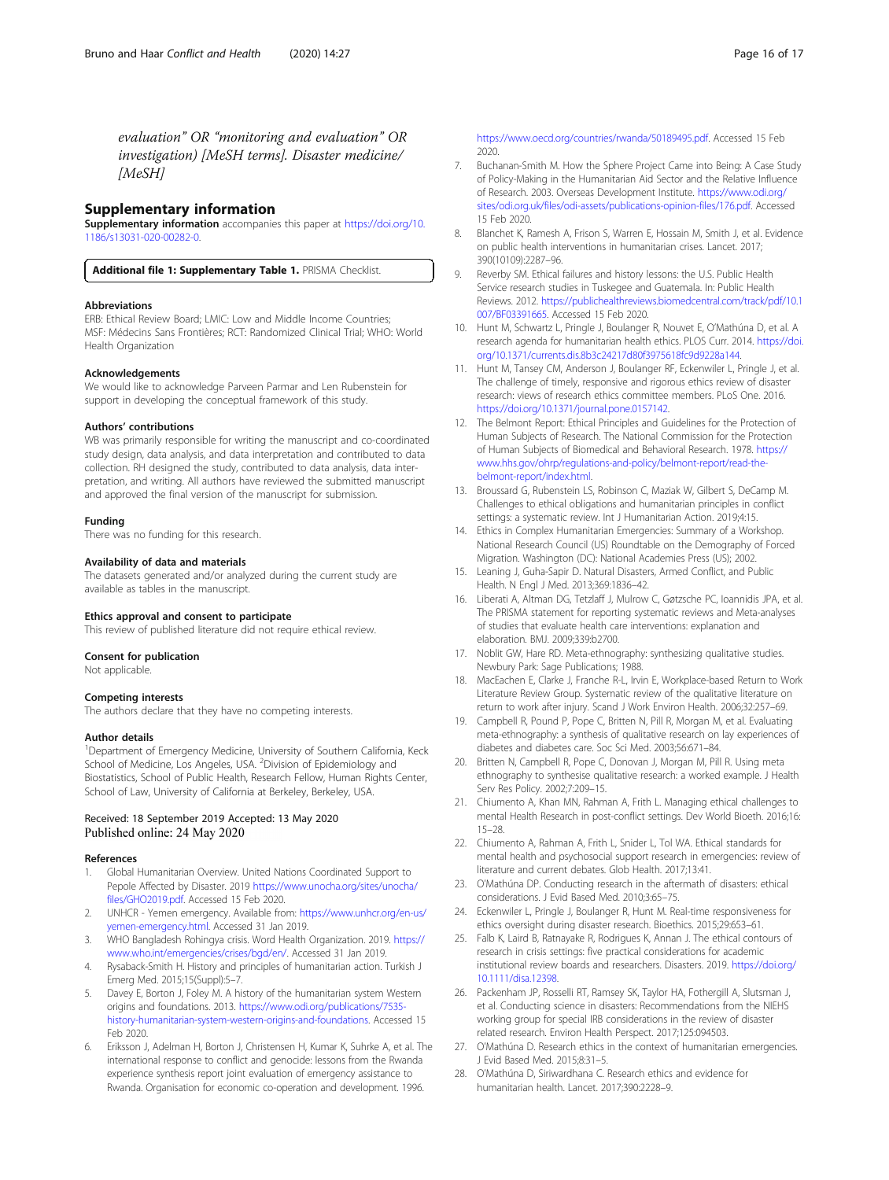*evaluation" OR "monitoring and evaluation" OR investigation) [MeSH terms]. Disaster medicine/ [MeSH]*

## Supplementary information

**Supplementary information** accompanies this paper at https://doi.org/10.1186/s13031-020-00282-0.

**Additional file 1: Supplementary Table 1.** PRISMA Checklist.

#### Abbreviations

ERB: Ethical Review Board; LMIC: Low and Middle Income Countries; MSF: Médecins Sans Frontières; RCT: Randomized Clinical Trial; WHO: World Health Organization

#### Acknowledgements

We would like to acknowledge Parveen Parmar and Len Rubenstein for support in developing the conceptual framework of this study.

#### Authors' contributions

WB was primarily responsible for writing the manuscript and co-coordinated study design, data analysis, and data interpretation and contributed to data collection. RH designed the study, contributed to data analysis, data interpretation, and writing. All authors have reviewed the submitted manuscript and approved the final version of the manuscript for submission.

#### Funding

There was no funding for this research.

#### Availability of data and materials

The datasets generated and/or analyzed during the current study are available as tables in the manuscript.

#### Ethics approval and consent to participate

This review of published literature did not require ethical review.

#### Consent for publication

Not applicable.

#### Competing interests

The authors declare that they have no competing interests.

#### Author details

[1]Department of Emergency Medicine, University of Southern California, Keck School of Medicine, Los Angeles, USA. [2]Division of Epidemiology and Biostatistics, School of Public Health, Research Fellow, Human Rights Center, School of Law, University of California at Berkeley, Berkeley, USA.

Received: 18 September 2019 Accepted: 13 May 2020
Published online: 24 May 2020

#### References

1. Global Humanitarian Overview. United Nations Coordinated Support to Pepole Affected by Disaster. 2019 https://www.unocha.org/sites/unocha/files/GHO2019.pdf. Accessed 15 Feb 2020.
2. UNHCR - Yemen emergency. Available from: https://www.unhcr.org/en-us/yemen-emergency.html. Accessed 31 Jan 2019.
3. WHO Bangladesh Rohingya crisis. Word Health Organization. 2019. https://www.who.int/emergencies/crises/bgd/en/. Accessed 31 Jan 2019.
4. Rysaback-Smith H. History and principles of humanitarian action. Turkish J Emerg Med. 2015;15(Suppl):5–7.
5. Davey E, Borton J, Foley M. A history of the humanitarian system Western origins and foundations. 2013. https://www.odi.org/publications/7535-history-humanitarian-system-western-origins-and-foundations. Accessed 15 Feb 2020.
6. Eriksson J, Adelman H, Borton J, Christensen H, Kumar K, Suhrke A, et al. The international response to conflict and genocide: lessons from the Rwanda experience synthesis report joint evaluation of emergency assistance to Rwanda. Organisation for economic co-operation and development. 1996. https://www.oecd.org/countries/rwanda/50189495.pdf. Accessed 15 Feb 2020.
7. Buchanan-Smith M. How the Sphere Project Came into Being: A Case Study of Policy-Making in the Humanitarian Aid Sector and the Relative Influence of Research. 2003. Overseas Development Institute. https://www.odi.org/sites/odi.org.uk/files/odi-assets/publications-opinion-files/176.pdf. Accessed 15 Feb 2020.
8. Blanchet K, Ramesh A, Frison S, Warren E, Hossain M, Smith J, et al. Evidence on public health interventions in humanitarian crises. Lancet. 2017; 390(10109):2287–96.
9. Reverby SM. Ethical failures and history lessons: the U.S. Public Health Service research studies in Tuskegee and Guatemala. In: Public Health Reviews. 2012. https://publichealthreviews.biomedcentral.com/track/pdf/10.1007/BF03391665. Accessed 15 Feb 2020.
10. Hunt M, Schwartz L, Pringle J, Boulanger R, Nouvet E, O'Mathúna D, et al. A research agenda for humanitarian health ethics. PLOS Curr. 2014. https://doi.org/10.1371/currents.dis.8b3c24217d80f3975618fc9d9228a144.
11. Hunt M, Tansey CM, Anderson J, Boulanger RF, Eckenwiler L, Pringle J, et al. The challenge of timely, responsive and rigorous ethics review of disaster research: views of research ethics committee members. PLoS One. 2016. https://doi.org/10.1371/journal.pone.0157142.
12. The Belmont Report: Ethical Principles and Guidelines for the Protection of Human Subjects of Research. The National Commission for the Protection of Human Subjects of Biomedical and Behavioral Research. 1978. https://www.hhs.gov/ohrp/regulations-and-policy/belmont-report/read-the-belmont-report/index.html.
13. Broussard G, Rubenstein LS, Robinson C, Maziak W, Gilbert S, DeCamp M. Challenges to ethical obligations and humanitarian principles in conflict settings: a systematic review. Int J Humanitarian Action. 2019;4:15.
14. Ethics in Complex Humanitarian Emergencies: Summary of a Workshop. National Research Council (US) Roundtable on the Demography of Forced Migration. Washington (DC): National Academies Press (US); 2002.
15. Leaning J, Guha-Sapir D. Natural Disasters, Armed Conflict, and Public Health. N Engl J Med. 2013;369:1836–42.
16. Liberati A, Altman DG, Tetzlaff J, Mulrow C, Gøtzsche PC, Ioannidis JPA, et al. The PRISMA statement for reporting systematic reviews and Meta-analyses of studies that evaluate health care interventions: explanation and elaboration. BMJ. 2009;339:b2700.
17. Noblit GW, Hare RD. Meta-ethnography: synthesizing qualitative studies. Newbury Park: Sage Publications; 1988.
18. MacEachen E, Clarke J, Franche R-L, Irvin E, Workplace-based Return to Work Literature Review Group. Systematic review of the qualitative literature on return to work after injury. Scand J Work Environ Health. 2006;32:257–69.
19. Campbell R, Pound P, Pope C, Britten N, Pill R, Morgan M, et al. Evaluating meta-ethnography: a synthesis of qualitative research on lay experiences of diabetes and diabetes care. Soc Sci Med. 2003;56:671–84.
20. Britten N, Campbell R, Pope C, Donovan J, Morgan M, Pill R. Using meta ethnography to synthesise qualitative research: a worked example. J Health Serv Res Policy. 2002;7:209–15.
21. Chiumento A, Khan MN, Rahman A, Frith L. Managing ethical challenges to mental Health Research in post-conflict settings. Dev World Bioeth. 2016;16:15–28.
22. Chiumento A, Rahman A, Frith L, Snider L, Tol WA. Ethical standards for mental health and psychosocial support research in emergencies: review of literature and current debates. Glob Health. 2017;13:41.
23. O'Mathúna DP. Conducting research in the aftermath of disasters: ethical considerations. J Evid Based Med. 2010;3:65–75.
24. Eckenwiler L, Pringle J, Boulanger R, Hunt M. Real-time responsiveness for ethics oversight during disaster research. Bioethics. 2015;29:653–61.
25. Falb K, Laird B, Ratnayake R, Rodrigues K, Annan J. The ethical contours of research in crisis settings: five practical considerations for academic institutional review boards and researchers. Disasters. 2019. https://doi.org/10.1111/disa.12398.
26. Packenham JP, Rosselli RT, Ramsey SK, Taylor HA, Fothergill A, Slutsman J, et al. Conducting science in disasters: Recommendations from the NIEHS working group for special IRB considerations in the review of disaster related research. Environ Health Perspect. 2017;125:094503.
27. O'Mathúna D. Research ethics in the context of humanitarian emergencies. J Evid Based Med. 2015;8:31–5.
28. O'Mathúna D, Siriwardhana C. Research ethics and evidence for humanitarian health. Lancet. 2017;390:2228–9.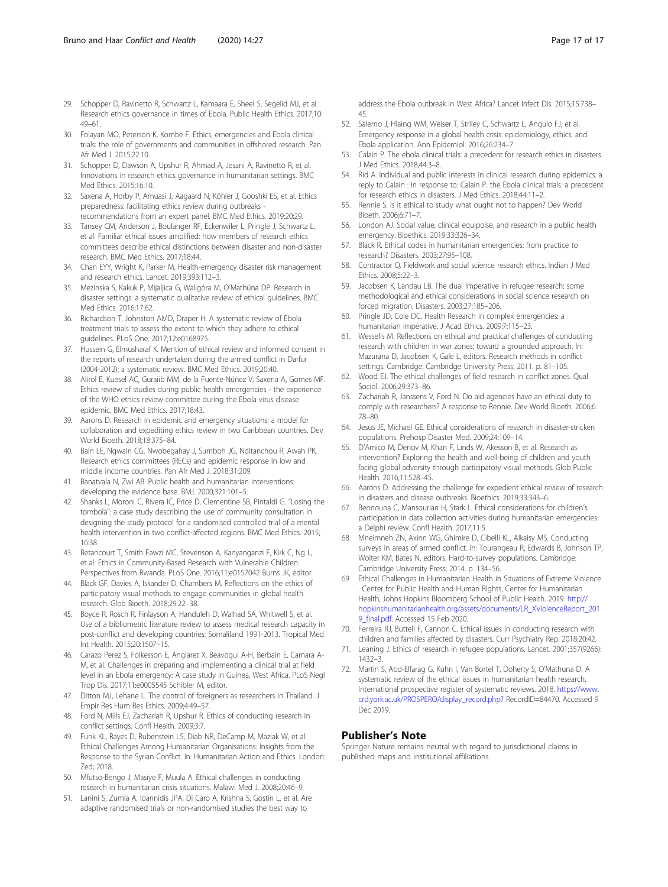29. Schopper D, Ravinetto R, Schwartz L, Kamaara E, Sheel S, Segelid MJ, et al. Research ethics governance in times of Ebola. Public Health Ethics. 2017;10: 49–61.
30. Folayan MO, Peterson K, Kombe F. Ethics, emergencies and Ebola clinical trials: the role of governments and communities in offshored research. Pan Afr Med J. 2015;22:10.
31. Schopper D, Dawson A, Upshur R, Ahmad A, Jesani A, Ravinetto R, et al. Innovations in research ethics governance in humanitarian settings. BMC Med Ethics. 2015;16:10.
32. Saxena A, Horby P, Amuasi J, Aagaard N, Köhler J, Gooshki ES, et al. Ethics preparedness: facilitating ethics review during outbreaks - recommendations from an expert panel. BMC Med Ethics. 2019;20:29.
33. Tansey CM, Anderson J, Boulanger RF, Eckenwiler L, Pringle J, Schwartz L, et al. Familiar ethical issues amplified: how members of research ethics committees describe ethical distinctions between disaster and non-disaster research. BMC Med Ethics. 2017;18:44.
34. Chan EYY, Wright K, Parker M. Health-emergency disaster risk management and research ethics. Lancet. 2019;393:112–3.
35. Mezinska S, Kakuk P, Mijaljica G, Waligóra M, O'Mathúna DP. Research in disaster settings: a systematic qualitative review of ethical guidelines. BMC Med Ethics. 2016;17:62.
36. Richardson T, Johnston AMD, Draper H. A systematic review of Ebola treatment trials to assess the extent to which they adhere to ethical guidelines. PLoS One. 2017;12:e0168975.
37. Hussein G, Elmusharaf K. Mention of ethical review and informed consent in the reports of research undertaken during the armed conflict in Darfur (2004-2012): a systematic review. BMC Med Ethics. 2019;20:40.
38. Alirol E, Kuesel AC, Guraiib MM, de la Fuente-Núñez V, Saxena A, Gomes MF. Ethics review of studies during public health emergencies - the experience of the WHO ethics review committee during the Ebola virus disease epidemic. BMC Med Ethics. 2017;18:43.
39. Aarons D. Research in epidemic and emergency situations: a model for collaboration and expediting ethics review in two Caribbean countries. Dev World Bioeth. 2018;18:375–84.
40. Bain LE, Ngwain CG, Nwobegahay J, Sumboh JG, Nditanchou R, Awah PK. Research ethics committees (RECs) and epidemic response in low and middle income countries. Pan Afr Med J. 2018;31:209.
41. Banatvala N, Zwi AB. Public health and humanitarian interventions: developing the evidence base. BMJ. 2000;321:101–5.
42. Shanks L, Moroni C, Rivera IC, Price D, Clementine SB, Pintaldi G. "Losing the tombola": a case study describing the use of community consultation in designing the study protocol for a randomised controlled trial of a mental health intervention in two conflict-affected regions. BMC Med Ethics. 2015; 16:38.
43. Betancourt T, Smith Fawzi MC, Stevenson A, Kanyanganzi F, Kirk C, Ng L, et al. Ethics in Community-Based Research with Vulnerable Children: Perspectives from Rwanda. PLoS One. 2016;11:e0157042 Burns JK, editor.
44. Black GF, Davies A, Iskander D, Chambers M. Reflections on the ethics of participatory visual methods to engage communities in global health research. Glob Bioeth. 2018;29:22–38.
45. Boyce R, Rosch R, Finlayson A, Handuleh D, Walhad SA, Whitwell S, et al. Use of a bibliometric literature review to assess medical research capacity in post-conflict and developing countries: Somaliland 1991-2013. Tropical Med Int Health. 2015;20:1507–15.
46. Carazo Perez S, Folkesson E, Anglaret X, Beavogui A-H, Berbain E, Camara A-M, et al. Challenges in preparing and implementing a clinical trial at field level in an Ebola emergency: A case study in Guinea, West Africa. PLoS Negl Trop Dis. 2017;11:e0005545 Schibler M, editor.
47. Ditton MJ, Lehane L. The control of foreigners as researchers in Thailand. J Empir Res Hum Res Ethics. 2009;4:49–57.
48. Ford N, Mills EJ, Zachariah R, Upshur R. Ethics of conducting research in conflict settings. Confl Health. 2009;3:7.
49. Funk KL, Rayes D, Rubenstein LS, Diab NR, DeCamp M, Maziak W, et al. Ethical Challenges Among Humanitarian Organisations: Insights from the Response to the Syrian Conflict. In: Humanitarian Action and Ethics. London: Zed; 2018.
50. Mfutso-Bengo J, Masiye F, Muula A. Ethical challenges in conducting research in humanitarian crisis situations. Malawi Med J. 2008;20:46–9.
51. Lanini S, Zumla A, Ioannidis JPA, Di Caro A, Krishna S, Gostin L, et al. Are adaptive randomised trials or non-randomised studies the best way to address the Ebola outbreak in West Africa? Lancet Infect Dis. 2015;15:738–45.
52. Salerno J, Hlaing WM, Weiser T, Striley C, Schwartz L, Angulo FJ, et al. Emergency response in a global health crisis: epidemiology, ethics, and Ebola application. Ann Epidemiol. 2016;26:234–7.
53. Calain P. The ebola clinical trials: a precedent for research ethics in disasters. J Med Ethics. 2018;44:3–8.
54. Rid A. Individual and public interests in clinical research during epidemics: a reply to Calain : in response to: Calain P. the Ebola clinical trials: a precedent for research ethics in disasters. J Med Ethics. 2018;44:11–2.
55. Rennie S. Is it ethical to study what ought not to happen? Dev World Bioeth. 2006;6:71–7.
56. London AJ. Social value, clinical equipoise, and research in a public health emergency. Bioethics. 2019;33:326–34.
57. Black R. Ethical codes in humanitarian emergencies: from practice to research? Disasters. 2003;27:95–108.
58. Contractor Q. Fieldwork and social science research ethics. Indian J Med Ethics. 2008;5:22–3.
59. Jacobsen K, Landau LB. The dual imperative in refugee research: some methodological and ethical considerations in social science research on forced migration. Disasters. 2003;27:185–206.
60. Pringle JD, Cole DC. Health Research in complex emergencies: a humanitarian imperative. J Acad Ethics. 2009;7:115–23.
61. Wessells M. Reflections on ethical and practical challenges of conducting research with children in war zones: toward a grounded approach. In: Mazurana D, Jacobsen K, Gale L, editors. Research methods in conflict settings. Cambridge: Cambridge University Press; 2011. p. 81–105.
62. Wood EJ. The ethical challenges of field research in conflict zones. Qual Sociol. 2006;29:373–86.
63. Zachariah R, Janssens V, Ford N. Do aid agencies have an ethical duty to comply with researchers? A response to Rennie. Dev World Bioeth. 2006;6: 78–80.
64. Jesus JE, Michael GE. Ethical considerations of research in disaster-stricken populations. Prehosp Disaster Med. 2009;24:109–14.
65. D'Amico M, Denov M, Khan F, Linds W, Akesson B, et al. Research as intervention? Exploring the health and well-being of children and youth facing global adversity through participatory visual methods. Glob Public Health. 2016;11:528–45.
66. Aarons D. Addressing the challenge for expedient ethical review of research in disasters and disease outbreaks. Bioethics. 2019;33:343–6.
67. Bennouna C, Mansourian H, Stark L. Ethical considerations for children's participation in data collection activities during humanitarian emergencies: a Delphi review. Confl Health. 2017;11:5.
68. Mneimneh ZN, Axinn WG, Ghimire D, Cibelli KL, Alkaisy MS. Conducting surveys in areas of armed conflict. In: Tourangeau R, Edwards B, Johnson TP, Wolter KM, Bates N, editors. Hard-to-survey populations. Cambridge: Cambridge University Press; 2014. p. 134–56.
69. Ethical Challenges in Humanitarian Health in Situations of Extreme Violence . Center for Public Health and Human Rights, Center for Humanitarian Health, Johns Hopkins Bloomberg School of Public Health. 2019. http://hopkinshumanitarianhealth.org/assets/documents/LR_XViolenceReport_2019_final.pdf. Accessed 15 Feb 2020.
70. Ferreira RJ, Buttell F, Cannon C. Ethical issues in conducting research with children and families affected by disasters. Curr Psychiatry Rep. 2018;20:42.
71. Leaning J. Ethics of research in refugee populations. Lancet. 2001;357(9266): 1432–3.
72. Martin S, Abd-Elfarag G, Kuhn I, Van Bortel T, Doherty S, O'Mathuna D. A systematic review of the ethical issues in humanitarian health research. International prospective register of systematic reviews. 2018. https://www.crd.york.ac.uk/PROSPERO/display_record.php? RecordID=84470. Accessed 9 Dec 2019.

## Publisher's Note

Springer Nature remains neutral with regard to jurisdictional claims in published maps and institutional affiliations.